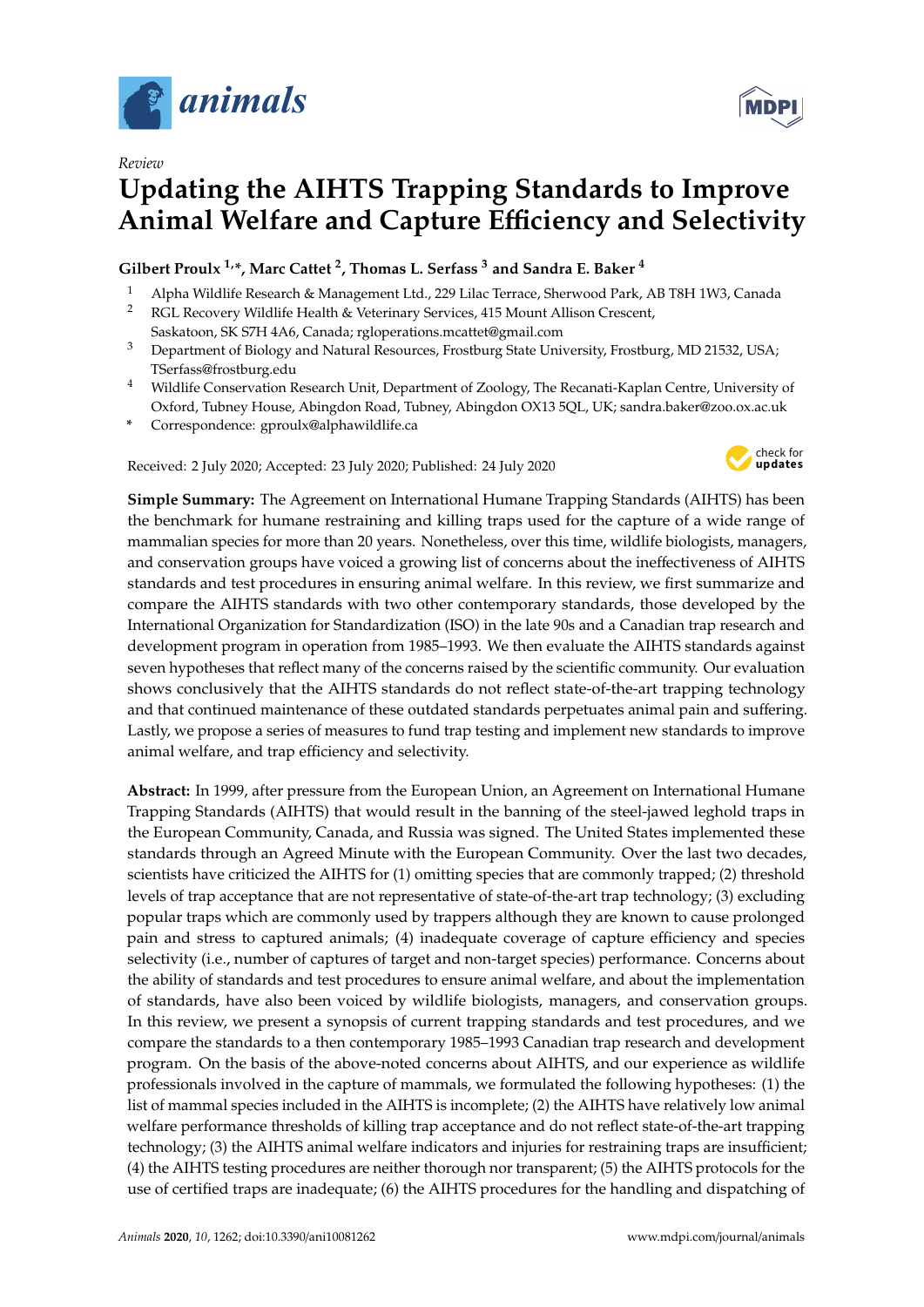*Review*

# Updating the AIHTS Trapping Standards to Improve Animal Welfare and Capture Efficiency and Selectivity

**Gilbert Proulx [1,*], Marc Cattet [2], Thomas L. Serfass [3] and Sandra E. Baker [4]**

1. Alpha Wildlife Research & Management Ltd., 229 Lilac Terrace, Sherwood Park, AB T8H 1W3, Canada
2. RGL Recovery Wildlife Health & Veterinary Services, 415 Mount Allison Crescent, Saskatoon, SK S7H 4A6, Canada; rgloperations.mcattet@gmail.com
3. Department of Biology and Natural Resources, Frostburg State University, Frostburg, MD 21532, USA; TSerfass@frostburg.edu
4. Wildlife Conservation Research Unit, Department of Zoology, The Recanati-Kaplan Centre, University of Oxford, Tubney House, Abingdon Road, Tubney, Abingdon OX13 5QL, UK; sandra.baker@zoo.ox.ac.uk

\* Correspondence: gproulx@alphawildlife.ca

Received: 2 July 2020; Accepted: 23 July 2020; Published: 24 July 2020

**Simple Summary:** The Agreement on International Humane Trapping Standards (AIHTS) has been the benchmark for humane restraining and killing traps used for the capture of a wide range of mammalian species for more than 20 years. Nonetheless, over this time, wildlife biologists, managers, and conservation groups have voiced a growing list of concerns about the ineffectiveness of AIHTS standards and test procedures in ensuring animal welfare. In this review, we first summarize and compare the AIHTS standards with two other contemporary standards, those developed by the International Organization for Standardization (ISO) in the late 90s and a Canadian trap research and development program in operation from 1985–1993. We then evaluate the AIHTS standards against seven hypotheses that reflect many of the concerns raised by the scientific community. Our evaluation shows conclusively that the AIHTS standards do not reflect state-of-the-art trapping technology and that continued maintenance of these outdated standards perpetuates animal pain and suffering. Lastly, we propose a series of measures to fund trap testing and implement new standards to improve animal welfare, and trap efficiency and selectivity.

**Abstract:** In 1999, after pressure from the European Union, an Agreement on International Humane Trapping Standards (AIHTS) that would result in the banning of the steel-jawed leghold traps in the European Community, Canada, and Russia was signed. The United States implemented these standards through an Agreed Minute with the European Community. Over the last two decades, scientists have criticized the AIHTS for (1) omitting species that are commonly trapped; (2) threshold levels of trap acceptance that are not representative of state-of-the-art trap technology; (3) excluding popular traps which are commonly used by trappers although they are known to cause prolonged pain and stress to captured animals; (4) inadequate coverage of capture efficiency and species selectivity (i.e., number of captures of target and non-target species) performance. Concerns about the ability of standards and test procedures to ensure animal welfare, and about the implementation of standards, have also been voiced by wildlife biologists, managers, and conservation groups. In this review, we present a synopsis of current trapping standards and test procedures, and we compare the standards to a then contemporary 1985–1993 Canadian trap research and development program. On the basis of the above-noted concerns about AIHTS, and our experience as wildlife professionals involved in the capture of mammals, we formulated the following hypotheses: (1) the list of mammal species included in the AIHTS is incomplete; (2) the AIHTS have relatively low animal welfare performance thresholds of killing trap acceptance and do not reflect state-of-the-art trapping technology; (3) the AIHTS animal welfare indicators and injuries for restraining traps are insufficient; (4) the AIHTS testing procedures are neither thorough nor transparent; (5) the AIHTS protocols for the use of certified traps are inadequate; (6) the AIHTS procedures for the handling and dispatching of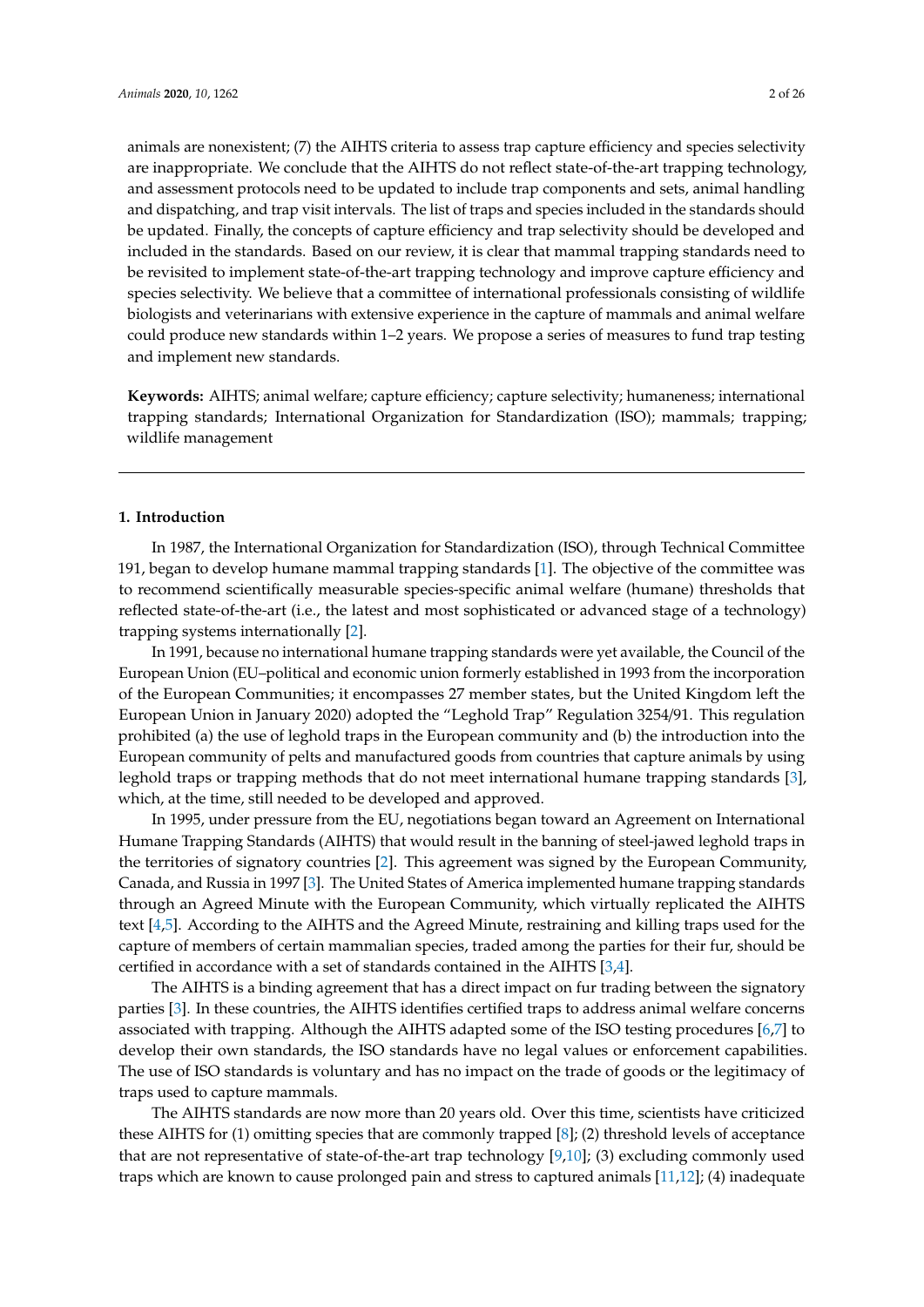animals are nonexistent; (7) the AIHTS criteria to assess trap capture efficiency and species selectivity are inappropriate. We conclude that the AIHTS do not reflect state-of-the-art trapping technology, and assessment protocols need to be updated to include trap components and sets, animal handling and dispatching, and trap visit intervals. The list of traps and species included in the standards should be updated. Finally, the concepts of capture efficiency and trap selectivity should be developed and included in the standards. Based on our review, it is clear that mammal trapping standards need to be revisited to implement state-of-the-art trapping technology and improve capture efficiency and species selectivity. We believe that a committee of international professionals consisting of wildlife biologists and veterinarians with extensive experience in the capture of mammals and animal welfare could produce new standards within 1–2 years. We propose a series of measures to fund trap testing and implement new standards.

**Keywords:** AIHTS; animal welfare; capture efficiency; capture selectivity; humaneness; international trapping standards; International Organization for Standardization (ISO); mammals; trapping; wildlife management

## 1. Introduction

In 1987, the International Organization for Standardization (ISO), through Technical Committee 191, began to develop humane mammal trapping standards [1]. The objective of the committee was to recommend scientifically measurable species-specific animal welfare (humane) thresholds that reflected state-of-the-art (i.e., the latest and most sophisticated or advanced stage of a technology) trapping systems internationally [2].

In 1991, because no international humane trapping standards were yet available, the Council of the European Union (EU–political and economic union formerly established in 1993 from the incorporation of the European Communities; it encompasses 27 member states, but the United Kingdom left the European Union in January 2020) adopted the "Leghold Trap" Regulation 3254/91. This regulation prohibited (a) the use of leghold traps in the European community and (b) the introduction into the European community of pelts and manufactured goods from countries that capture animals by using leghold traps or trapping methods that do not meet international humane trapping standards [3], which, at the time, still needed to be developed and approved.

In 1995, under pressure from the EU, negotiations began toward an Agreement on International Humane Trapping Standards (AIHTS) that would result in the banning of steel-jawed leghold traps in the territories of signatory countries [2]. This agreement was signed by the European Community, Canada, and Russia in 1997 [3]. The United States of America implemented humane trapping standards through an Agreed Minute with the European Community, which virtually replicated the AIHTS text [4,5]. According to the AIHTS and the Agreed Minute, restraining and killing traps used for the capture of members of certain mammalian species, traded among the parties for their fur, should be certified in accordance with a set of standards contained in the AIHTS [3,4].

The AIHTS is a binding agreement that has a direct impact on fur trading between the signatory parties [3]. In these countries, the AIHTS identifies certified traps to address animal welfare concerns associated with trapping. Although the AIHTS adapted some of the ISO testing procedures [6,7] to develop their own standards, the ISO standards have no legal values or enforcement capabilities. The use of ISO standards is voluntary and has no impact on the trade of goods or the legitimacy of traps used to capture mammals.

The AIHTS standards are now more than 20 years old. Over this time, scientists have criticized these AIHTS for (1) omitting species that are commonly trapped [8]; (2) threshold levels of acceptance that are not representative of state-of-the-art trap technology [9,10]; (3) excluding commonly used traps which are known to cause prolonged pain and stress to captured animals [11,12]; (4) inadequate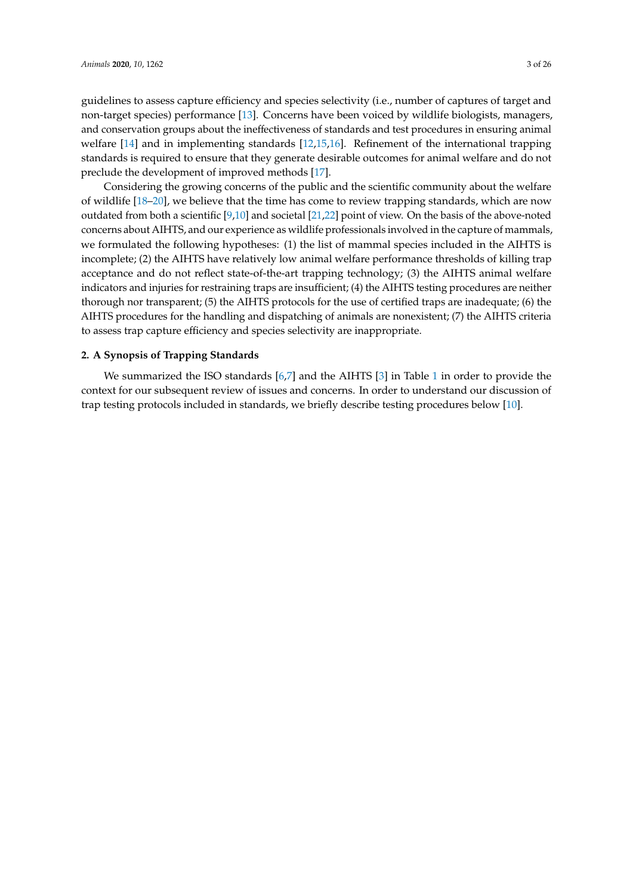guidelines to assess capture efficiency and species selectivity (i.e., number of captures of target and non-target species) performance [13]. Concerns have been voiced by wildlife biologists, managers, and conservation groups about the ineffectiveness of standards and test procedures in ensuring animal welfare [14] and in implementing standards [12,15,16]. Refinement of the international trapping standards is required to ensure that they generate desirable outcomes for animal welfare and do not preclude the development of improved methods [17].

Considering the growing concerns of the public and the scientific community about the welfare of wildlife [18–20], we believe that the time has come to review trapping standards, which are now outdated from both a scientific [9,10] and societal [21,22] point of view. On the basis of the above-noted concerns about AIHTS, and our experience as wildlife professionals involved in the capture of mammals, we formulated the following hypotheses: (1) the list of mammal species included in the AIHTS is incomplete; (2) the AIHTS have relatively low animal welfare performance thresholds of killing trap acceptance and do not reflect state-of-the-art trapping technology; (3) the AIHTS animal welfare indicators and injuries for restraining traps are insufficient; (4) the AIHTS testing procedures are neither thorough nor transparent; (5) the AIHTS protocols for the use of certified traps are inadequate; (6) the AIHTS procedures for the handling and dispatching of animals are nonexistent; (7) the AIHTS criteria to assess trap capture efficiency and species selectivity are inappropriate.

## 2. A Synopsis of Trapping Standards

We summarized the ISO standards [6,7] and the AIHTS [3] in Table 1 in order to provide the context for our subsequent review of issues and concerns. In order to understand our discussion of trap testing protocols included in standards, we briefly describe testing procedures below [10].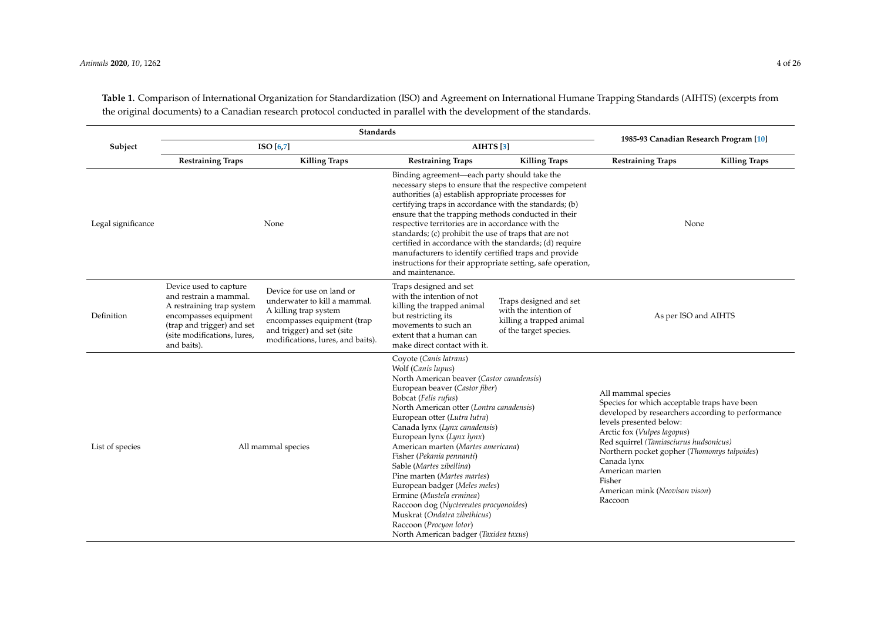**Table 1.** Comparison of International Organization for Standardization (ISO) and Agreement on International Humane Trapping Standards (AIHTS) (excerpts from the original documents) to a Canadian research protocol conducted in parallel with the development of the standards.

| Subject | Standards | | | | 1985-93 Canadian Research Program [10] | |
|---|---|---|---|---|---|---|
| | ISO [6,7] | | AIHTS [3] | | | |
| | Restraining Traps | Killing Traps | Restraining Traps | Killing Traps | Restraining Traps | Killing Traps |
| Legal significance | None | | Binding agreement—each party should take the necessary steps to ensure that the respective competent authorities (a) establish appropriate processes for certifying traps in accordance with the standards; (b) ensure that the trapping methods conducted in their respective territories are in accordance with the standards; (c) prohibit the use of traps that are not certified in accordance with the standards; (d) require manufacturers to identify certified traps and provide instructions for their appropriate setting, safe operation, and maintenance. | | None | |
| Definition | Device used to capture and restrain a mammal. A restraining trap system encompasses equipment (trap and trigger) and set (site modifications, lures, and baits). | Device for use on land or underwater to kill a mammal. A killing trap system encompasses equipment (trap and trigger) and set (site modifications, lures, and baits). | Traps designed and set with the intention of not killing the trapped animal but restricting its movements to such an extent that a human can make direct contact with it. | Traps designed and set with the intention of killing a trapped animal of the target species. | As per ISO and AIHTS | |
| List of species | All mammal species | | Coyote (*Canis latrans*)<br>Wolf (*Canis lupus*)<br>North American beaver (*Castor canadensis*)<br>European beaver (*Castor fiber*)<br>Bobcat (*Felis rufus*)<br>North American otter (*Lontra canadensis*)<br>European otter (*Lutra lutra*)<br>Canada lynx (*Lynx canadensis*)<br>European lynx (*Lynx lynx*)<br>American marten (*Martes americana*)<br>Fisher (*Pekania pennanti*)<br>Sable (*Martes zibellina*)<br>Pine marten (*Martes martes*)<br>European badger (*Meles meles*)<br>Ermine (*Mustela erminea*)<br>Raccoon dog (*Nyctereutes procyonoides*)<br>Muskrat (*Ondatra zibethicus*)<br>Raccoon (*Procyon lotor*)<br>North American badger (*Taxidea taxus*) | | All mammal species<br>Species for which acceptable traps have been developed by researchers according to performance levels presented below:<br>Arctic fox (*Vulpes lagopus*)<br>Red squirrel (*Tamiasciurus hudsonicus*)<br>Northern pocket gopher (*Thomomys talpoides*)<br>Canada lynx<br>American marten<br>Fisher<br>American mink (*Neovison vison*)<br>Raccoon | |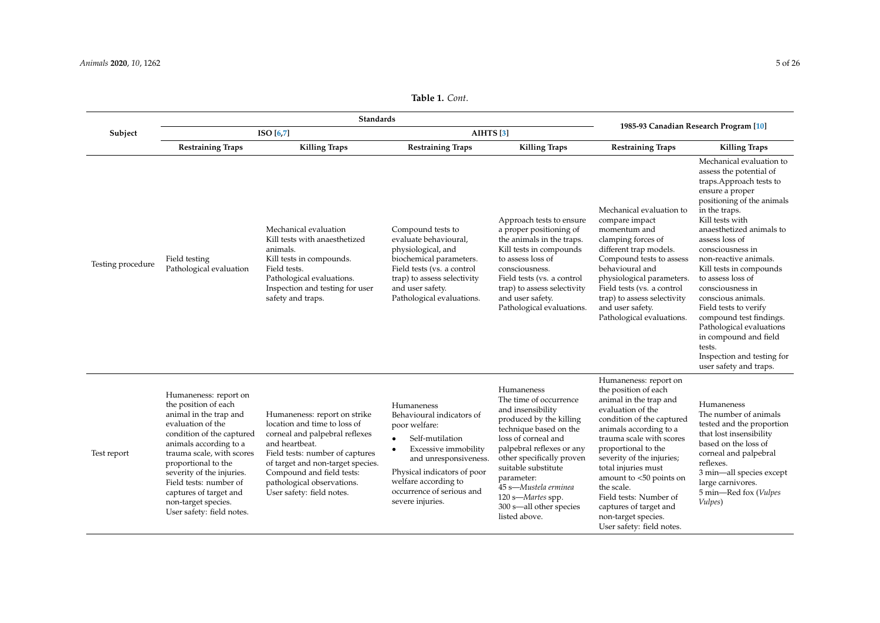**Table 1.** *Cont.*

| Subject | Standards | | | | 1985-93 Canadian Research Program [10] | |
|---|---|---|---|---|---|---|
| | ISO [6,7] | | AIHTS [3] | | | |
| | Restraining Traps | Killing Traps | Restraining Traps | Killing Traps | Restraining Traps | Killing Traps |
| Testing procedure | Field testing<br>Pathological evaluation | Mechanical evaluation<br>Kill tests with anaesthetized animals.<br>Kill tests in compounds.<br>Field tests.<br>Pathological evaluations.<br>Inspection and testing for user safety and traps. | Compound tests to evaluate behavioural, physiological, and biochemical parameters.<br>Field tests (vs. a control trap) to assess selectivity and user safety.<br>Pathological evaluations. | Approach tests to ensure a proper positioning of the animals in the traps.<br>Kill tests in compounds to assess loss of consciousness.<br>Field tests (vs. a control trap) to assess selectivity and user safety.<br>Pathological evaluations. | Mechanical evaluation to compare impact momentum and clamping forces of different trap models.<br>Compound tests to assess behavioural and physiological parameters.<br>Field tests (vs. a control trap) to assess selectivity and user safety.<br>Pathological evaluations. | Mechanical evaluation to assess the potential of traps.Approach tests to ensure a proper positioning of the animals in the traps.<br>Kill tests with anaesthetized animals to assess loss of consciousness in non-reactive animals.<br>Kill tests in compounds to assess loss of consciousness in conscious animals.<br>Field tests to verify compound test findings.<br>Pathological evaluations in compound and field tests.<br>Inspection and testing for user safety and traps. |
| Test report | Humaneness: report on the position of each animal in the trap and evaluation of the condition of the captured animals according to a trauma scale, with scores proportional to the severity of the injuries.<br>Field tests: number of captures of target and non-target species.<br>User safety: field notes. | Humaneness: report on strike location and time to loss of corneal and palpebral reflexes and heartbeat.<br>Field tests: number of captures of target and non-target species.<br>Compound and field tests: pathological observations.<br>User safety: field notes. | Humaneness<br>Behavioural indicators of poor welfare:<br>• Self-mutilation<br>• Excessive immobility and unresponsiveness.<br>Physical indicators of poor welfare according to occurrence of serious and severe injuries. | Humaneness<br>The time of occurrence and insensibility produced by the killing technique based on the loss of corneal and palpebral reflexes or any other specifically proven suitable substitute parameter:<br>45 s—*Mustela erminea*<br>120 s—*Martes* spp.<br>300 s—all other species listed above. | Humaneness: report on the position of each animal in the trap and evaluation of the condition of the captured animals according to a trauma scale with scores proportional to the severity of the injuries; total injuries must amount to <50 points on the scale.<br>Field tests: Number of captures of target and non-target species.<br>User safety: field notes. | Humaneness<br>The number of animals tested and the proportion that lost insensibility based on the loss of corneal and palpebral reflexes.<br>3 min—all species except large carnivores.<br>5 min—Red fox (*Vulpes Vulpes*) |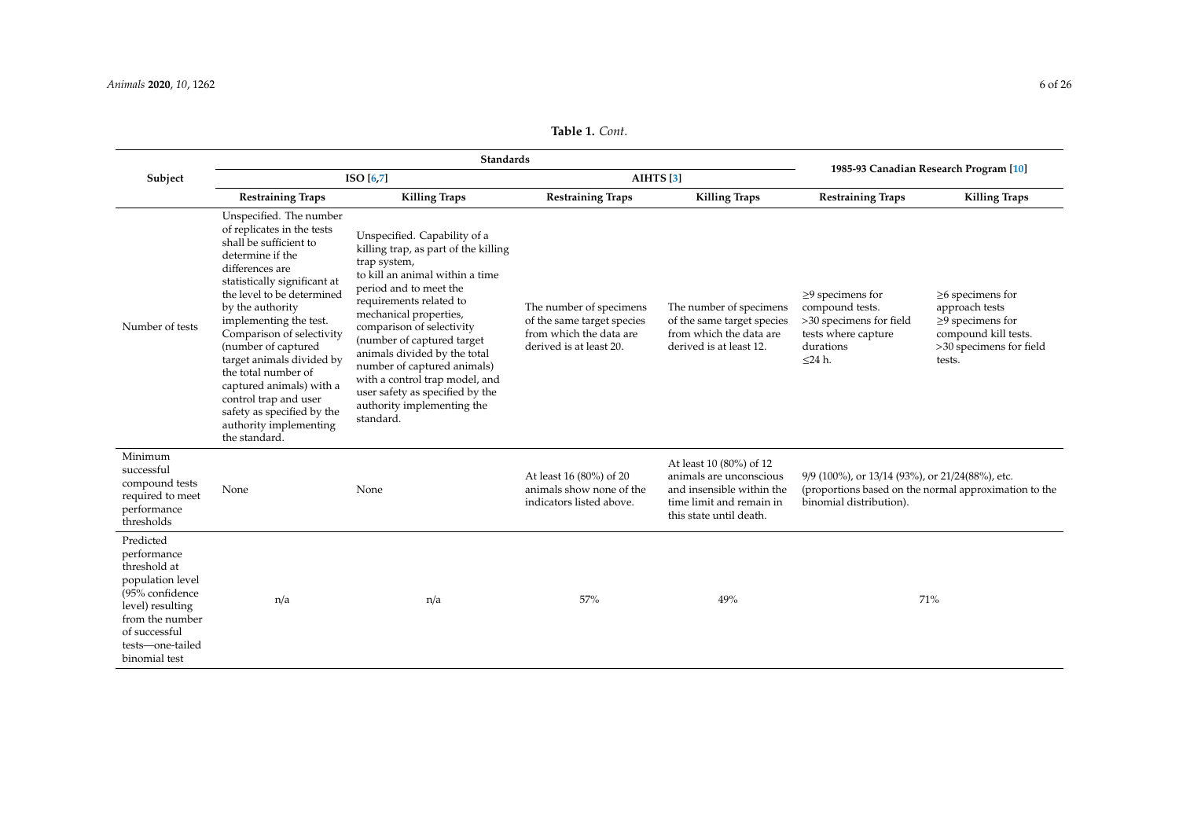**Table 1.** *Cont.*

| Subject | Standards | | | | 1985-93 Canadian Research Program [10] | |
|---|---|---|---|---|---|---|
| | ISO [6,7] | | AIHTS [3] | | | |
| | Restraining Traps | Killing Traps | Restraining Traps | Killing Traps | Restraining Traps | Killing Traps |
| Number of tests | Unspecified. The number of replicates in the tests shall be sufficient to determine if the differences are statistically significant at the level to be determined by the authority implementing the test. Comparison of selectivity (number of captured target animals divided by the total number of captured animals) with a control trap and user safety as specified by the authority implementing the standard. | Unspecified. Capability of a killing trap, as part of the killing trap system, to kill an animal within a time period and to meet the requirements related to mechanical properties, comparison of selectivity (number of captured target animals divided by the total number of captured animals) with a control trap model, and user safety as specified by the authority implementing the standard. | The number of specimens of the same target species from which the data are derived is at least 20. | The number of specimens of the same target species from which the data are derived is at least 12. | ≥9 specimens for compound tests. >30 specimens for field tests where capture durations ≤24 h. | ≥6 specimens for approach tests ≥9 specimens for compound kill tests. >30 specimens for field tests. |
| Minimum successful compound tests required to meet performance thresholds | None | None | At least 16 (80%) of 20 animals show none of the indicators listed above. | At least 10 (80%) of 12 animals are unconscious and insensible within the time limit and remain in this state until death. | 9/9 (100%), or 13/14 (93%), or 21/24(88%), etc. (proportions based on the normal approximation to the binomial distribution). | |
| Predicted performance threshold at population level (95% confidence level) resulting from the number of successful tests—one-tailed binomial test | n/a | n/a | 57% | 49% | 71% | |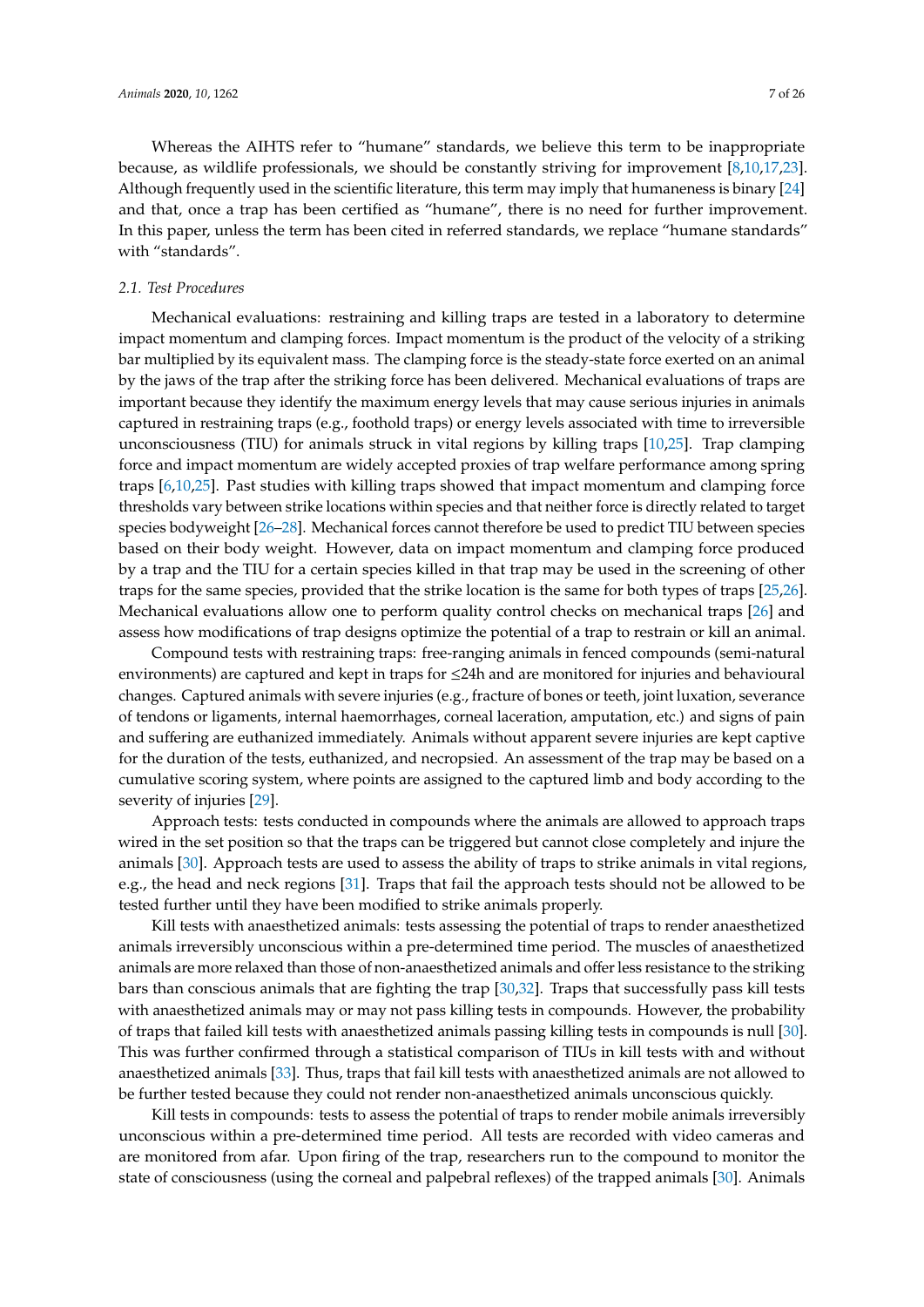Whereas the AIHTS refer to "humane" standards, we believe this term to be inappropriate because, as wildlife professionals, we should be constantly striving for improvement [8,10,17,23]. Although frequently used in the scientific literature, this term may imply that humaneness is binary [24] and that, once a trap has been certified as "humane", there is no need for further improvement. In this paper, unless the term has been cited in referred standards, we replace "humane standards" with "standards".

### *2.1. Test Procedures*

Mechanical evaluations: restraining and killing traps are tested in a laboratory to determine impact momentum and clamping forces. Impact momentum is the product of the velocity of a striking bar multiplied by its equivalent mass. The clamping force is the steady-state force exerted on an animal by the jaws of the trap after the striking force has been delivered. Mechanical evaluations of traps are important because they identify the maximum energy levels that may cause serious injuries in animals captured in restraining traps (e.g., foothold traps) or energy levels associated with time to irreversible unconsciousness (TIU) for animals struck in vital regions by killing traps [10,25]. Trap clamping force and impact momentum are widely accepted proxies of trap welfare performance among spring traps [6,10,25]. Past studies with killing traps showed that impact momentum and clamping force thresholds vary between strike locations within species and that neither force is directly related to target species bodyweight [26–28]. Mechanical forces cannot therefore be used to predict TIU between species based on their body weight. However, data on impact momentum and clamping force produced by a trap and the TIU for a certain species killed in that trap may be used in the screening of other traps for the same species, provided that the strike location is the same for both types of traps [25,26]. Mechanical evaluations allow one to perform quality control checks on mechanical traps [26] and assess how modifications of trap designs optimize the potential of a trap to restrain or kill an animal.

Compound tests with restraining traps: free-ranging animals in fenced compounds (semi-natural environments) are captured and kept in traps for ≤24h and are monitored for injuries and behavioural changes. Captured animals with severe injuries (e.g., fracture of bones or teeth, joint luxation, severance of tendons or ligaments, internal haemorrhages, corneal laceration, amputation, etc.) and signs of pain and suffering are euthanized immediately. Animals without apparent severe injuries are kept captive for the duration of the tests, euthanized, and necropsied. An assessment of the trap may be based on a cumulative scoring system, where points are assigned to the captured limb and body according to the severity of injuries [29].

Approach tests: tests conducted in compounds where the animals are allowed to approach traps wired in the set position so that the traps can be triggered but cannot close completely and injure the animals [30]. Approach tests are used to assess the ability of traps to strike animals in vital regions, e.g., the head and neck regions [31]. Traps that fail the approach tests should not be allowed to be tested further until they have been modified to strike animals properly.

Kill tests with anaesthetized animals: tests assessing the potential of traps to render anaesthetized animals irreversibly unconscious within a pre-determined time period. The muscles of anaesthetized animals are more relaxed than those of non-anaesthetized animals and offer less resistance to the striking bars than conscious animals that are fighting the trap [30,32]. Traps that successfully pass kill tests with anaesthetized animals may or may not pass killing tests in compounds. However, the probability of traps that failed kill tests with anaesthetized animals passing killing tests in compounds is null [30]. This was further confirmed through a statistical comparison of TIUs in kill tests with and without anaesthetized animals [33]. Thus, traps that fail kill tests with anaesthetized animals are not allowed to be further tested because they could not render non-anaesthetized animals unconscious quickly.

Kill tests in compounds: tests to assess the potential of traps to render mobile animals irreversibly unconscious within a pre-determined time period. All tests are recorded with video cameras and are monitored from afar. Upon firing of the trap, researchers run to the compound to monitor the state of consciousness (using the corneal and palpebral reflexes) of the trapped animals [30]. Animals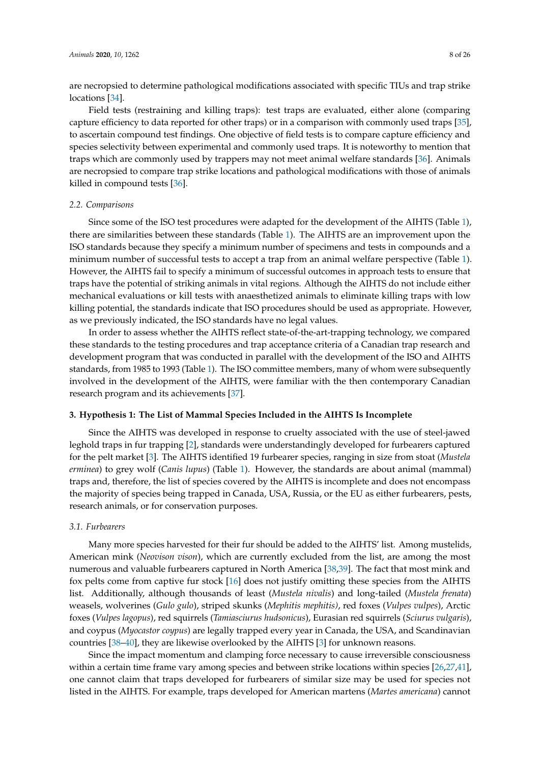are necropsied to determine pathological modifications associated with specific TIUs and trap strike locations [34].

Field tests (restraining and killing traps): test traps are evaluated, either alone (comparing capture efficiency to data reported for other traps) or in a comparison with commonly used traps [35], to ascertain compound test findings. One objective of field tests is to compare capture efficiency and species selectivity between experimental and commonly used traps. It is noteworthy to mention that traps which are commonly used by trappers may not meet animal welfare standards [36]. Animals are necropsied to compare trap strike locations and pathological modifications with those of animals killed in compound tests [36].

### 2.2. Comparisons

Since some of the ISO test procedures were adapted for the development of the AIHTS (Table 1), there are similarities between these standards (Table 1). The AIHTS are an improvement upon the ISO standards because they specify a minimum number of specimens and tests in compounds and a minimum number of successful tests to accept a trap from an animal welfare perspective (Table 1). However, the AIHTS fail to specify a minimum of successful outcomes in approach tests to ensure that traps have the potential of striking animals in vital regions. Although the AIHTS do not include either mechanical evaluations or kill tests with anaesthetized animals to eliminate killing traps with low killing potential, the standards indicate that ISO procedures should be used as appropriate. However, as we previously indicated, the ISO standards have no legal values.

In order to assess whether the AIHTS reflect state-of-the-art-trapping technology, we compared these standards to the testing procedures and trap acceptance criteria of a Canadian trap research and development program that was conducted in parallel with the development of the ISO and AIHTS standards, from 1985 to 1993 (Table 1). The ISO committee members, many of whom were subsequently involved in the development of the AIHTS, were familiar with the then contemporary Canadian research program and its achievements [37].

## 3. Hypothesis 1: The List of Mammal Species Included in the AIHTS Is Incomplete

Since the AIHTS was developed in response to cruelty associated with the use of steel-jawed leghold traps in fur trapping [2], standards were understandably developed for furbearers captured for the pelt market [3]. The AIHTS identified 19 furbearer species, ranging in size from stoat (*Mustela erminea*) to grey wolf (*Canis lupus*) (Table 1). However, the standards are about animal (mammal) traps and, therefore, the list of species covered by the AIHTS is incomplete and does not encompass the majority of species being trapped in Canada, USA, Russia, or the EU as either furbearers, pests, research animals, or for conservation purposes.

### 3.1. Furbearers

Many more species harvested for their fur should be added to the AIHTS' list. Among mustelids, American mink (*Neovison vison*), which are currently excluded from the list, are among the most numerous and valuable furbearers captured in North America [38,39]. The fact that most mink and fox pelts come from captive fur stock [16] does not justify omitting these species from the AIHTS list. Additionally, although thousands of least (*Mustela nivalis*) and long-tailed (*Mustela frenata*) weasels, wolverines (*Gulo gulo*), striped skunks (*Mephitis mephitis*), red foxes (*Vulpes vulpes*), Arctic foxes (*Vulpes lagopus*), red squirrels (*Tamiasciurus hudsonicus*), Eurasian red squirrels (*Sciurus vulgaris*), and coypus (*Myocastor coypus*) are legally trapped every year in Canada, the USA, and Scandinavian countries [38–40], they are likewise overlooked by the AIHTS [3] for unknown reasons.

Since the impact momentum and clamping force necessary to cause irreversible consciousness within a certain time frame vary among species and between strike locations within species [26,27,41], one cannot claim that traps developed for furbearers of similar size may be used for species not listed in the AIHTS. For example, traps developed for American martens (*Martes americana*) cannot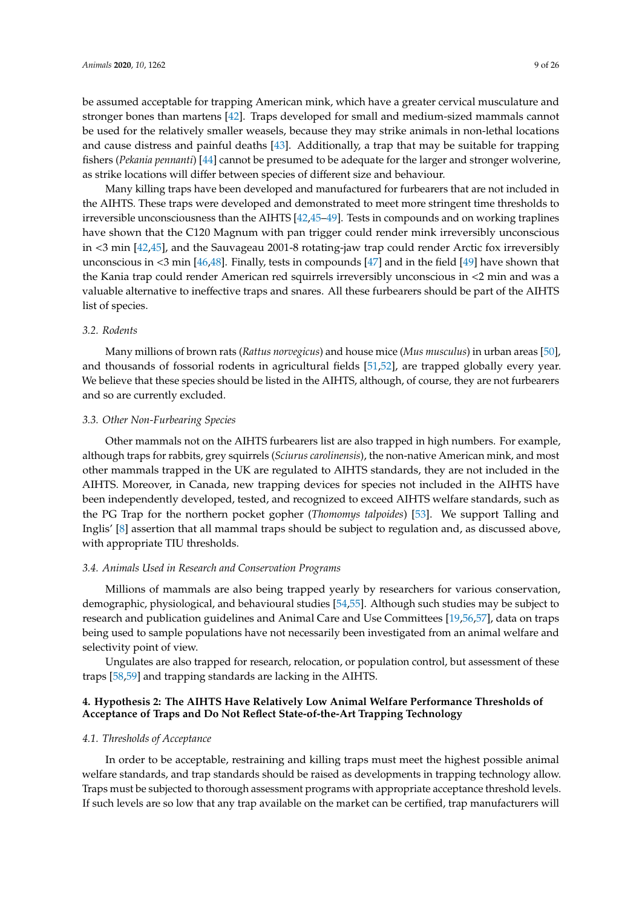be assumed acceptable for trapping American mink, which have a greater cervical musculature and stronger bones than martens [42]. Traps developed for small and medium-sized mammals cannot be used for the relatively smaller weasels, because they may strike animals in non-lethal locations and cause distress and painful deaths [43]. Additionally, a trap that may be suitable for trapping fishers (*Pekania pennanti*) [44] cannot be presumed to be adequate for the larger and stronger wolverine, as strike locations will differ between species of different size and behaviour.

Many killing traps have been developed and manufactured for furbearers that are not included in the AIHTS. These traps were developed and demonstrated to meet more stringent time thresholds to irreversible unconsciousness than the AIHTS [42,45–49]. Tests in compounds and on working traplines have shown that the C120 Magnum with pan trigger could render mink irreversibly unconscious in <3 min [42,45], and the Sauvageau 2001-8 rotating-jaw trap could render Arctic fox irreversibly unconscious in <3 min [46,48]. Finally, tests in compounds [47] and in the field [49] have shown that the Kania trap could render American red squirrels irreversibly unconscious in <2 min and was a valuable alternative to ineffective traps and snares. All these furbearers should be part of the AIHTS list of species.

### 3.2. Rodents

Many millions of brown rats (*Rattus norvegicus*) and house mice (*Mus musculus*) in urban areas [50], and thousands of fossorial rodents in agricultural fields [51,52], are trapped globally every year. We believe that these species should be listed in the AIHTS, although, of course, they are not furbearers and so are currently excluded.

### 3.3. Other Non-Furbearing Species

Other mammals not on the AIHTS furbearers list are also trapped in high numbers. For example, although traps for rabbits, grey squirrels (*Sciurus carolinensis*), the non-native American mink, and most other mammals trapped in the UK are regulated to AIHTS standards, they are not included in the AIHTS. Moreover, in Canada, new trapping devices for species not included in the AIHTS have been independently developed, tested, and recognized to exceed AIHTS welfare standards, such as the PG Trap for the northern pocket gopher (*Thomomys talpoides*) [53]. We support Talling and Inglis' [8] assertion that all mammal traps should be subject to regulation and, as discussed above, with appropriate TIU thresholds.

### 3.4. Animals Used in Research and Conservation Programs

Millions of mammals are also being trapped yearly by researchers for various conservation, demographic, physiological, and behavioural studies [54,55]. Although such studies may be subject to research and publication guidelines and Animal Care and Use Committees [19,56,57], data on traps being used to sample populations have not necessarily been investigated from an animal welfare and selectivity point of view.

Ungulates are also trapped for research, relocation, or population control, but assessment of these traps [58,59] and trapping standards are lacking in the AIHTS.

## 4. Hypothesis 2: The AIHTS Have Relatively Low Animal Welfare Performance Thresholds of Acceptance of Traps and Do Not Reflect State-of-the-Art Trapping Technology

### 4.1. Thresholds of Acceptance

In order to be acceptable, restraining and killing traps must meet the highest possible animal welfare standards, and trap standards should be raised as developments in trapping technology allow. Traps must be subjected to thorough assessment programs with appropriate acceptance threshold levels. If such levels are so low that any trap available on the market can be certified, trap manufacturers will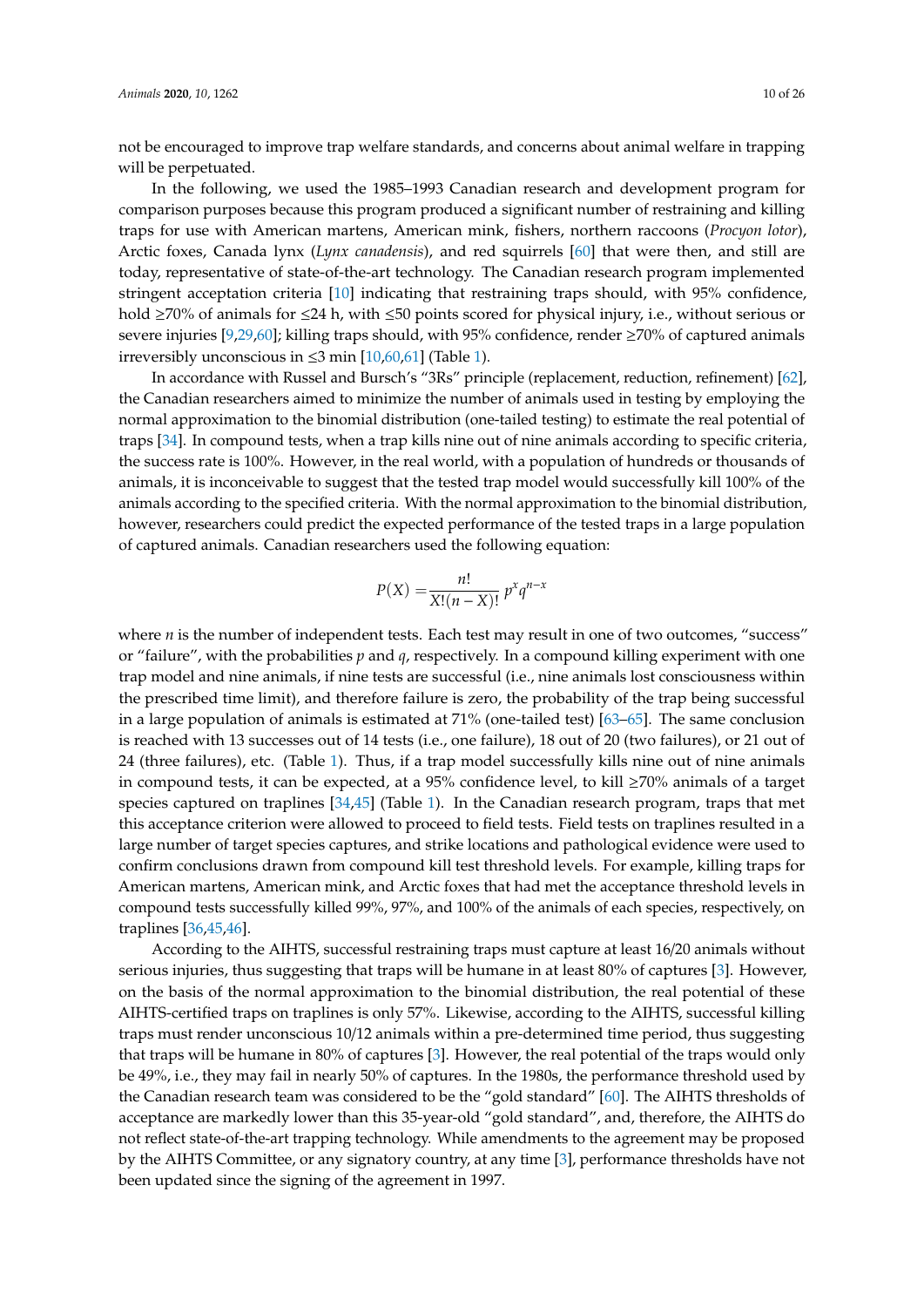not be encouraged to improve trap welfare standards, and concerns about animal welfare in trapping will be perpetuated.

In the following, we used the 1985–1993 Canadian research and development program for comparison purposes because this program produced a significant number of restraining and killing traps for use with American martens, American mink, fishers, northern raccoons (*Procyon lotor*), Arctic foxes, Canada lynx (*Lynx canadensis*), and red squirrels [60] that were then, and still are today, representative of state-of-the-art technology. The Canadian research program implemented stringent acceptation criteria [10] indicating that restraining traps should, with 95% confidence, hold ≥70% of animals for ≤24 h, with ≤50 points scored for physical injury, i.e., without serious or severe injuries [9,29,60]; killing traps should, with 95% confidence, render ≥70% of captured animals irreversibly unconscious in ≤3 min [10,60,61] (Table 1).

In accordance with Russel and Bursch's "3Rs" principle (replacement, reduction, refinement) [62], the Canadian researchers aimed to minimize the number of animals used in testing by employing the normal approximation to the binomial distribution (one-tailed testing) to estimate the real potential of traps [34]. In compound tests, when a trap kills nine out of nine animals according to specific criteria, the success rate is 100%. However, in the real world, with a population of hundreds or thousands of animals, it is inconceivable to suggest that the tested trap model would successfully kill 100% of the animals according to the specified criteria. With the normal approximation to the binomial distribution, however, researchers could predict the expected performance of the tested traps in a large population of captured animals. Canadian researchers used the following equation:

$$P(X) = \frac{n!}{X!(n-X)!}\, p^x q^{n-x}$$

where $n$ is the number of independent tests. Each test may result in one of two outcomes, "success" or "failure", with the probabilities $p$ and $q$, respectively. In a compound killing experiment with one trap model and nine animals, if nine tests are successful (i.e., nine animals lost consciousness within the prescribed time limit), and therefore failure is zero, the probability of the trap being successful in a large population of animals is estimated at 71% (one-tailed test) [63–65]. The same conclusion is reached with 13 successes out of 14 tests (i.e., one failure), 18 out of 20 (two failures), or 21 out of 24 (three failures), etc. (Table 1). Thus, if a trap model successfully kills nine out of nine animals in compound tests, it can be expected, at a 95% confidence level, to kill ≥70% animals of a target species captured on traplines [34,45] (Table 1). In the Canadian research program, traps that met this acceptance criterion were allowed to proceed to field tests. Field tests on traplines resulted in a large number of target species captures, and strike locations and pathological evidence were used to confirm conclusions drawn from compound kill test threshold levels. For example, killing traps for American martens, American mink, and Arctic foxes that had met the acceptance threshold levels in compound tests successfully killed 99%, 97%, and 100% of the animals of each species, respectively, on traplines [36,45,46].

According to the AIHTS, successful restraining traps must capture at least 16/20 animals without serious injuries, thus suggesting that traps will be humane in at least 80% of captures [3]. However, on the basis of the normal approximation to the binomial distribution, the real potential of these AIHTS-certified traps on traplines is only 57%. Likewise, according to the AIHTS, successful killing traps must render unconscious 10/12 animals within a pre-determined time period, thus suggesting that traps will be humane in 80% of captures [3]. However, the real potential of the traps would only be 49%, i.e., they may fail in nearly 50% of captures. In the 1980s, the performance threshold used by the Canadian research team was considered to be the "gold standard" [60]. The AIHTS thresholds of acceptance are markedly lower than this 35-year-old "gold standard", and, therefore, the AIHTS do not reflect state-of-the-art trapping technology. While amendments to the agreement may be proposed by the AIHTS Committee, or any signatory country, at any time [3], performance thresholds have not been updated since the signing of the agreement in 1997.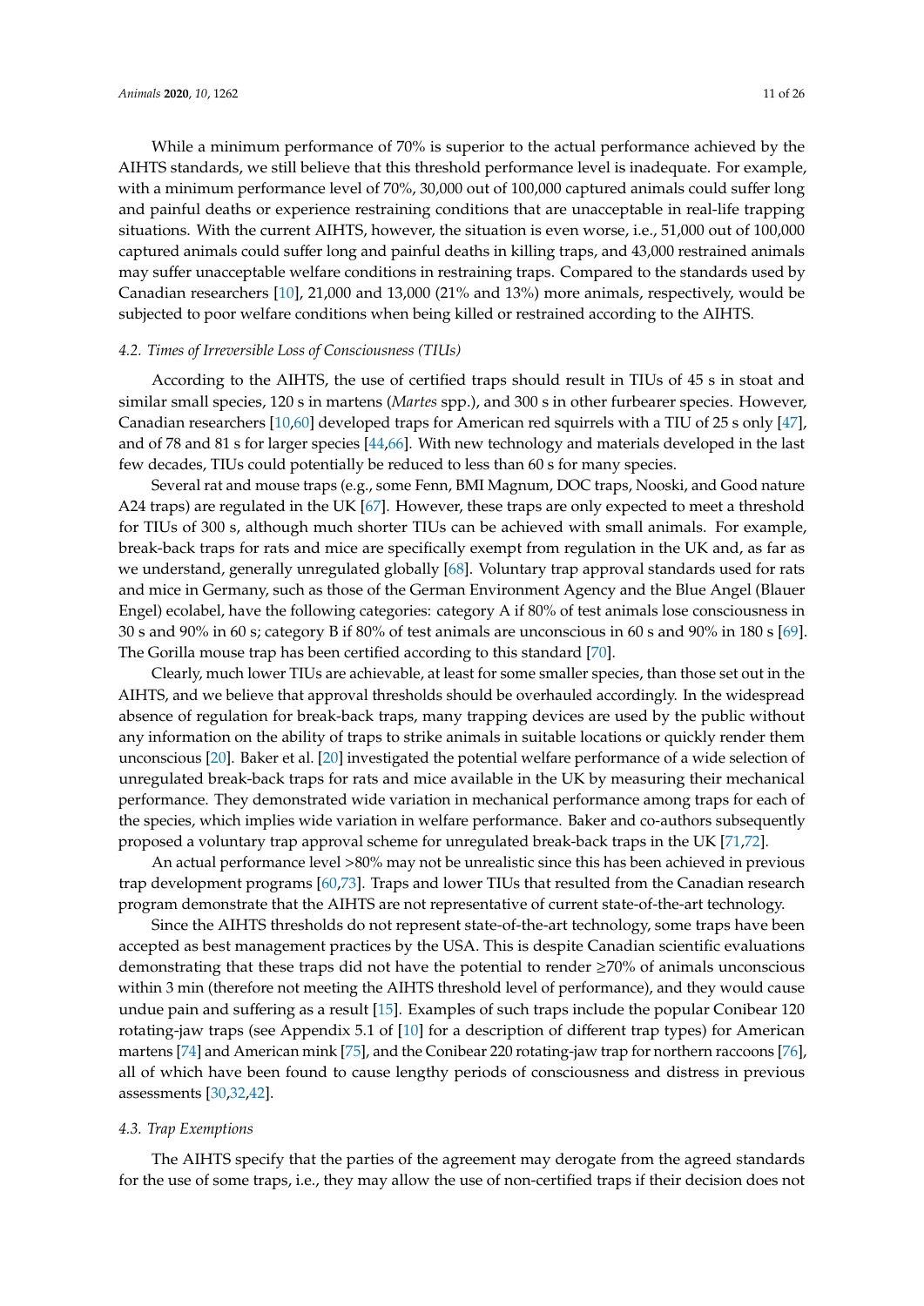While a minimum performance of 70% is superior to the actual performance achieved by the AIHTS standards, we still believe that this threshold performance level is inadequate. For example, with a minimum performance level of 70%, 30,000 out of 100,000 captured animals could suffer long and painful deaths or experience restraining conditions that are unacceptable in real-life trapping situations. With the current AIHTS, however, the situation is even worse, i.e., 51,000 out of 100,000 captured animals could suffer long and painful deaths in killing traps, and 43,000 restrained animals may suffer unacceptable welfare conditions in restraining traps. Compared to the standards used by Canadian researchers [10], 21,000 and 13,000 (21% and 13%) more animals, respectively, would be subjected to poor welfare conditions when being killed or restrained according to the AIHTS.

### 4.2. Times of Irreversible Loss of Consciousness (TIUs)

According to the AIHTS, the use of certified traps should result in TIUs of 45 s in stoat and similar small species, 120 s in martens (*Martes* spp.), and 300 s in other furbearer species. However, Canadian researchers [10,60] developed traps for American red squirrels with a TIU of 25 s only [47], and of 78 and 81 s for larger species [44,66]. With new technology and materials developed in the last few decades, TIUs could potentially be reduced to less than 60 s for many species.

Several rat and mouse traps (e.g., some Fenn, BMI Magnum, DOC traps, Nooski, and Good nature A24 traps) are regulated in the UK [67]. However, these traps are only expected to meet a threshold for TIUs of 300 s, although much shorter TIUs can be achieved with small animals. For example, break-back traps for rats and mice are specifically exempt from regulation in the UK and, as far as we understand, generally unregulated globally [68]. Voluntary trap approval standards used for rats and mice in Germany, such as those of the German Environment Agency and the Blue Angel (Blauer Engel) ecolabel, have the following categories: category A if 80% of test animals lose consciousness in 30 s and 90% in 60 s; category B if 80% of test animals are unconscious in 60 s and 90% in 180 s [69]. The Gorilla mouse trap has been certified according to this standard [70].

Clearly, much lower TIUs are achievable, at least for some smaller species, than those set out in the AIHTS, and we believe that approval thresholds should be overhauled accordingly. In the widespread absence of regulation for break-back traps, many trapping devices are used by the public without any information on the ability of traps to strike animals in suitable locations or quickly render them unconscious [20]. Baker et al. [20] investigated the potential welfare performance of a wide selection of unregulated break-back traps for rats and mice available in the UK by measuring their mechanical performance. They demonstrated wide variation in mechanical performance among traps for each of the species, which implies wide variation in welfare performance. Baker and co-authors subsequently proposed a voluntary trap approval scheme for unregulated break-back traps in the UK [71,72].

An actual performance level >80% may not be unrealistic since this has been achieved in previous trap development programs [60,73]. Traps and lower TIUs that resulted from the Canadian research program demonstrate that the AIHTS are not representative of current state-of-the-art technology.

Since the AIHTS thresholds do not represent state-of-the-art technology, some traps have been accepted as best management practices by the USA. This is despite Canadian scientific evaluations demonstrating that these traps did not have the potential to render ≥70% of animals unconscious within 3 min (therefore not meeting the AIHTS threshold level of performance), and they would cause undue pain and suffering as a result [15]. Examples of such traps include the popular Conibear 120 rotating-jaw traps (see Appendix 5.1 of [10] for a description of different trap types) for American martens [74] and American mink [75], and the Conibear 220 rotating-jaw trap for northern raccoons [76], all of which have been found to cause lengthy periods of consciousness and distress in previous assessments [30,32,42].

### 4.3. Trap Exemptions

The AIHTS specify that the parties of the agreement may derogate from the agreed standards for the use of some traps, i.e., they may allow the use of non-certified traps if their decision does not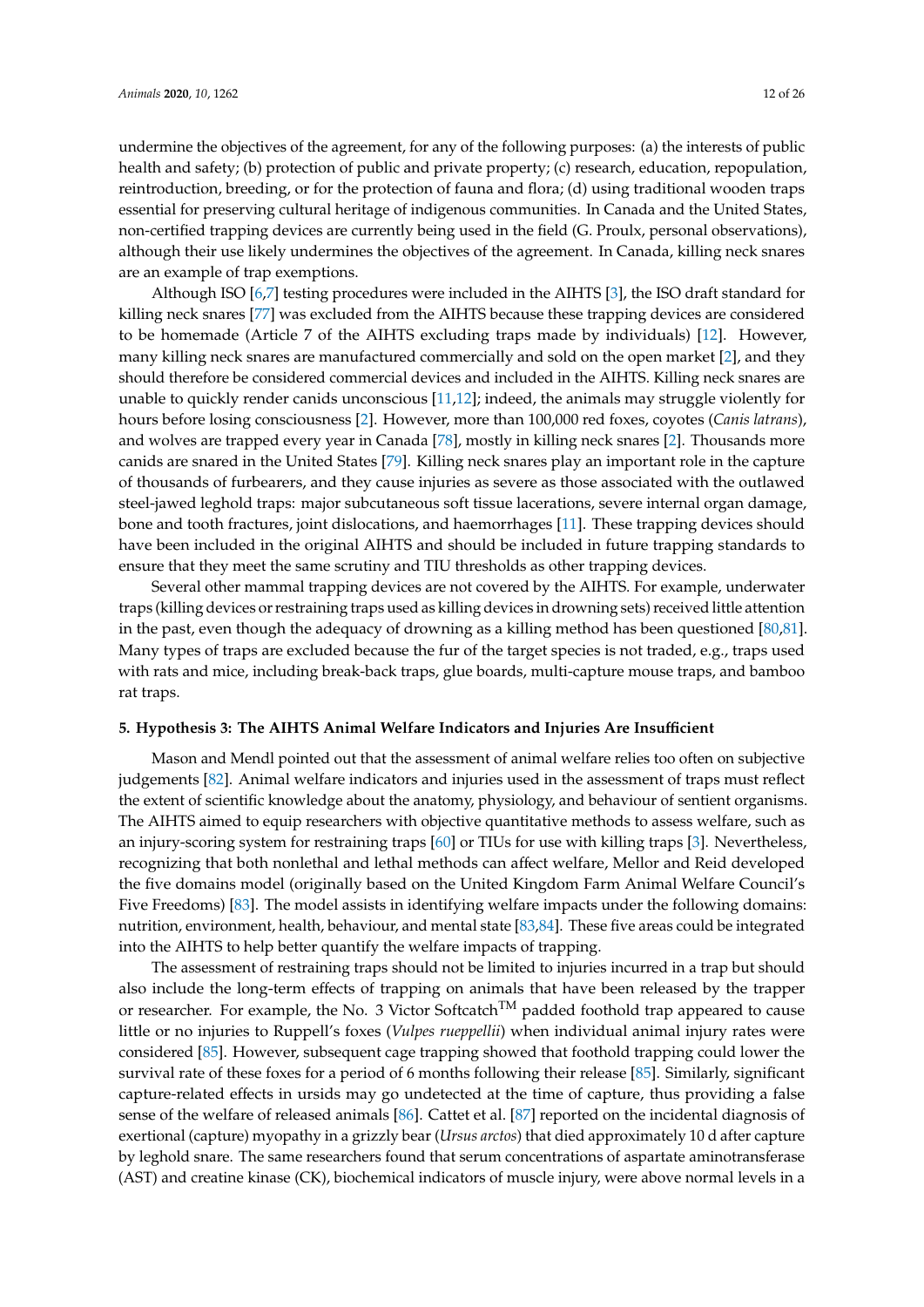undermine the objectives of the agreement, for any of the following purposes: (a) the interests of public health and safety; (b) protection of public and private property; (c) research, education, repopulation, reintroduction, breeding, or for the protection of fauna and flora; (d) using traditional wooden traps essential for preserving cultural heritage of indigenous communities. In Canada and the United States, non-certified trapping devices are currently being used in the field (G. Proulx, personal observations), although their use likely undermines the objectives of the agreement. In Canada, killing neck snares are an example of trap exemptions.

Although ISO [6,7] testing procedures were included in the AIHTS [3], the ISO draft standard for killing neck snares [77] was excluded from the AIHTS because these trapping devices are considered to be homemade (Article 7 of the AIHTS excluding traps made by individuals) [12]. However, many killing neck snares are manufactured commercially and sold on the open market [2], and they should therefore be considered commercial devices and included in the AIHTS. Killing neck snares are unable to quickly render canids unconscious [11,12]; indeed, the animals may struggle violently for hours before losing consciousness [2]. However, more than 100,000 red foxes, coyotes (*Canis latrans*), and wolves are trapped every year in Canada [78], mostly in killing neck snares [2]. Thousands more canids are snared in the United States [79]. Killing neck snares play an important role in the capture of thousands of furbearers, and they cause injuries as severe as those associated with the outlawed steel-jawed leghold traps: major subcutaneous soft tissue lacerations, severe internal organ damage, bone and tooth fractures, joint dislocations, and haemorrhages [11]. These trapping devices should have been included in the original AIHTS and should be included in future trapping standards to ensure that they meet the same scrutiny and TIU thresholds as other trapping devices.

Several other mammal trapping devices are not covered by the AIHTS. For example, underwater traps (killing devices or restraining traps used as killing devices in drowning sets) received little attention in the past, even though the adequacy of drowning as a killing method has been questioned [80,81]. Many types of traps are excluded because the fur of the target species is not traded, e.g., traps used with rats and mice, including break-back traps, glue boards, multi-capture mouse traps, and bamboo rat traps.

## 5. Hypothesis 3: The AIHTS Animal Welfare Indicators and Injuries Are Insufficient

Mason and Mendl pointed out that the assessment of animal welfare relies too often on subjective judgements [82]. Animal welfare indicators and injuries used in the assessment of traps must reflect the extent of scientific knowledge about the anatomy, physiology, and behaviour of sentient organisms. The AIHTS aimed to equip researchers with objective quantitative methods to assess welfare, such as an injury-scoring system for restraining traps [60] or TIUs for use with killing traps [3]. Nevertheless, recognizing that both nonlethal and lethal methods can affect welfare, Mellor and Reid developed the five domains model (originally based on the United Kingdom Farm Animal Welfare Council's Five Freedoms) [83]. The model assists in identifying welfare impacts under the following domains: nutrition, environment, health, behaviour, and mental state [83,84]. These five areas could be integrated into the AIHTS to help better quantify the welfare impacts of trapping.

The assessment of restraining traps should not be limited to injuries incurred in a trap but should also include the long-term effects of trapping on animals that have been released by the trapper or researcher. For example, the No. 3 Victor Softcatch™ padded foothold trap appeared to cause little or no injuries to Ruppell's foxes (*Vulpes rueppellii*) when individual animal injury rates were considered [85]. However, subsequent cage trapping showed that foothold trapping could lower the survival rate of these foxes for a period of 6 months following their release [85]. Similarly, significant capture-related effects in ursids may go undetected at the time of capture, thus providing a false sense of the welfare of released animals [86]. Cattet et al. [87] reported on the incidental diagnosis of exertional (capture) myopathy in a grizzly bear (*Ursus arctos*) that died approximately 10 d after capture by leghold snare. The same researchers found that serum concentrations of aspartate aminotransferase (AST) and creatine kinase (CK), biochemical indicators of muscle injury, were above normal levels in a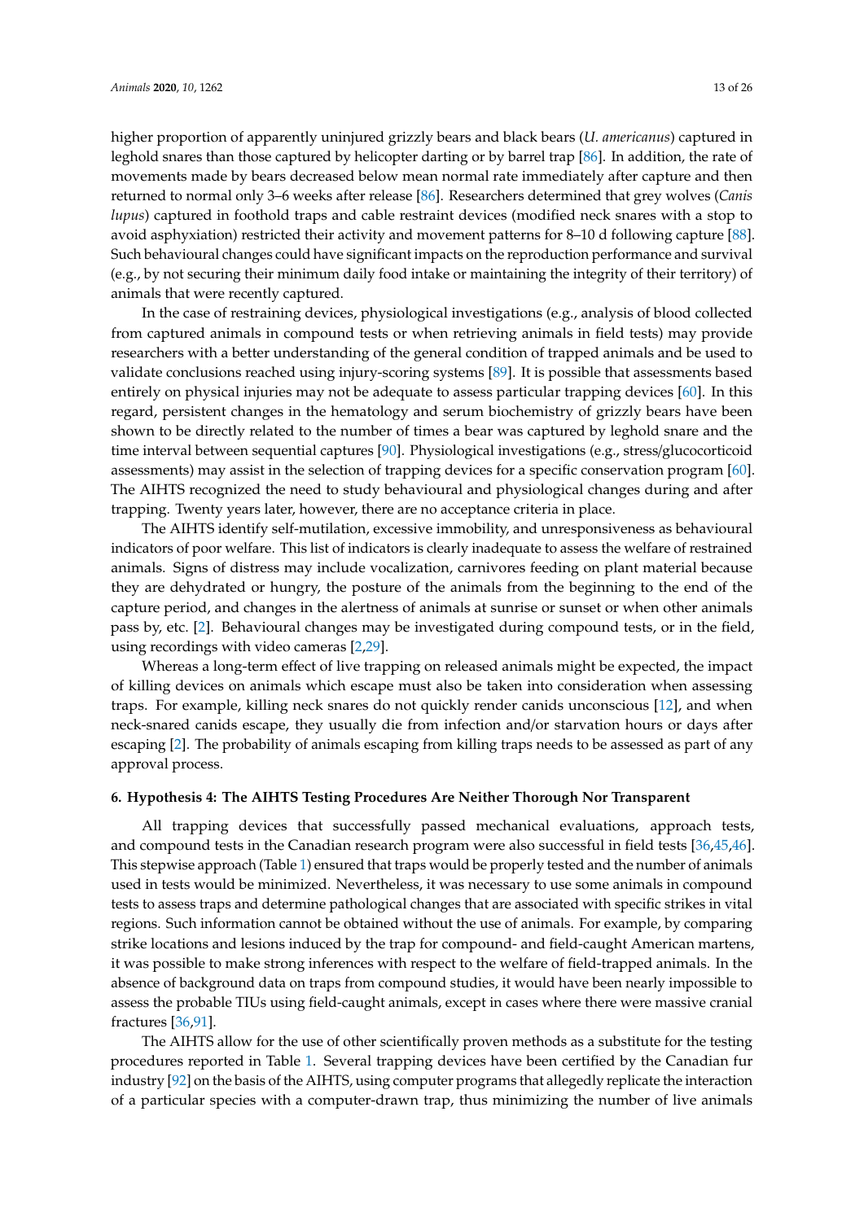higher proportion of apparently uninjured grizzly bears and black bears (*U. americanus*) captured in leghold snares than those captured by helicopter darting or by barrel trap [86]. In addition, the rate of movements made by bears decreased below mean normal rate immediately after capture and then returned to normal only 3–6 weeks after release [86]. Researchers determined that grey wolves (*Canis lupus*) captured in foothold traps and cable restraint devices (modified neck snares with a stop to avoid asphyxiation) restricted their activity and movement patterns for 8–10 d following capture [88]. Such behavioural changes could have significant impacts on the reproduction performance and survival (e.g., by not securing their minimum daily food intake or maintaining the integrity of their territory) of animals that were recently captured.

In the case of restraining devices, physiological investigations (e.g., analysis of blood collected from captured animals in compound tests or when retrieving animals in field tests) may provide researchers with a better understanding of the general condition of trapped animals and be used to validate conclusions reached using injury-scoring systems [89]. It is possible that assessments based entirely on physical injuries may not be adequate to assess particular trapping devices [60]. In this regard, persistent changes in the hematology and serum biochemistry of grizzly bears have been shown to be directly related to the number of times a bear was captured by leghold snare and the time interval between sequential captures [90]. Physiological investigations (e.g., stress/glucocorticoid assessments) may assist in the selection of trapping devices for a specific conservation program [60]. The AIHTS recognized the need to study behavioural and physiological changes during and after trapping. Twenty years later, however, there are no acceptance criteria in place.

The AIHTS identify self-mutilation, excessive immobility, and unresponsiveness as behavioural indicators of poor welfare. This list of indicators is clearly inadequate to assess the welfare of restrained animals. Signs of distress may include vocalization, carnivores feeding on plant material because they are dehydrated or hungry, the posture of the animals from the beginning to the end of the capture period, and changes in the alertness of animals at sunrise or sunset or when other animals pass by, etc. [2]. Behavioural changes may be investigated during compound tests, or in the field, using recordings with video cameras [2,29].

Whereas a long-term effect of live trapping on released animals might be expected, the impact of killing devices on animals which escape must also be taken into consideration when assessing traps. For example, killing neck snares do not quickly render canids unconscious [12], and when neck-snared canids escape, they usually die from infection and/or starvation hours or days after escaping [2]. The probability of animals escaping from killing traps needs to be assessed as part of any approval process.

## 6. Hypothesis 4: The AIHTS Testing Procedures Are Neither Thorough Nor Transparent

All trapping devices that successfully passed mechanical evaluations, approach tests, and compound tests in the Canadian research program were also successful in field tests [36,45,46]. This stepwise approach (Table 1) ensured that traps would be properly tested and the number of animals used in tests would be minimized. Nevertheless, it was necessary to use some animals in compound tests to assess traps and determine pathological changes that are associated with specific strikes in vital regions. Such information cannot be obtained without the use of animals. For example, by comparing strike locations and lesions induced by the trap for compound- and field-caught American martens, it was possible to make strong inferences with respect to the welfare of field-trapped animals. In the absence of background data on traps from compound studies, it would have been nearly impossible to assess the probable TIUs using field-caught animals, except in cases where there were massive cranial fractures [36,91].

The AIHTS allow for the use of other scientifically proven methods as a substitute for the testing procedures reported in Table 1. Several trapping devices have been certified by the Canadian fur industry [92] on the basis of the AIHTS, using computer programs that allegedly replicate the interaction of a particular species with a computer-drawn trap, thus minimizing the number of live animals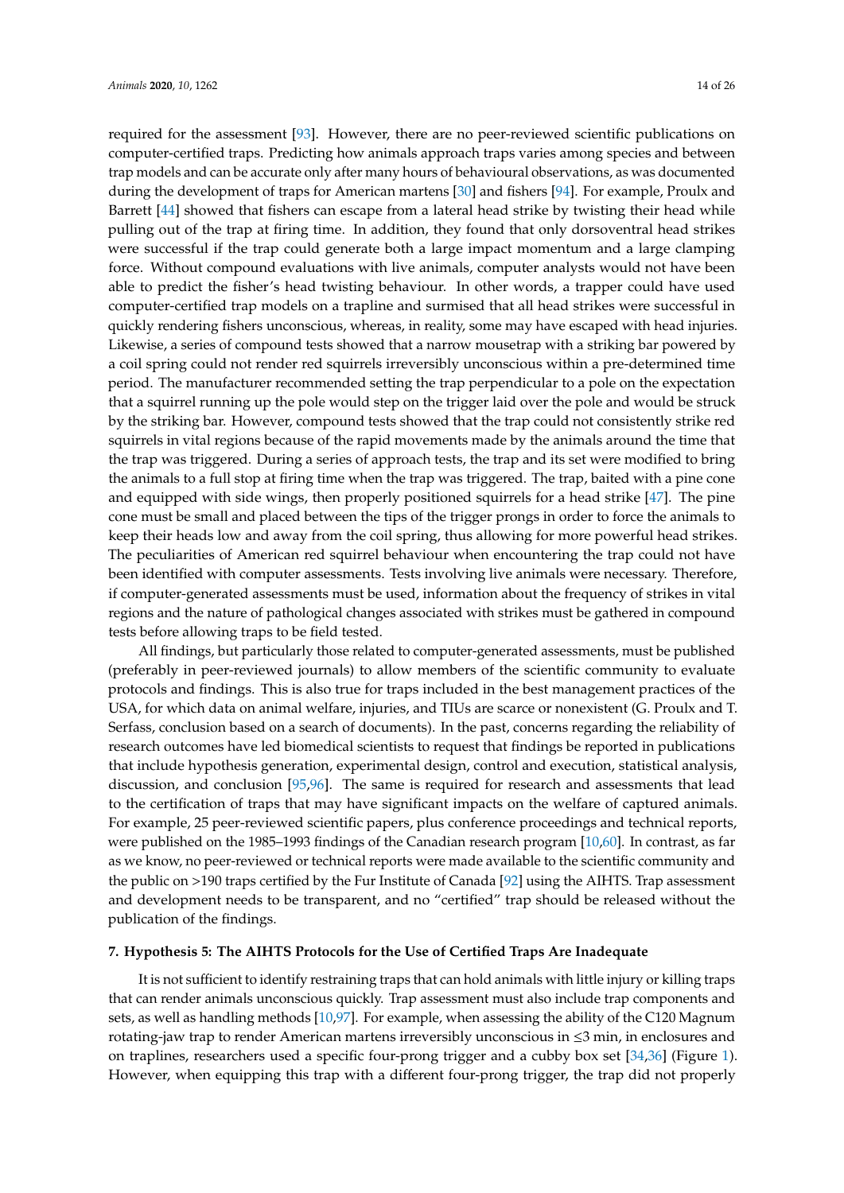required for the assessment [93]. However, there are no peer-reviewed scientific publications on computer-certified traps. Predicting how animals approach traps varies among species and between trap models and can be accurate only after many hours of behavioural observations, as was documented during the development of traps for American martens [30] and fishers [94]. For example, Proulx and Barrett [44] showed that fishers can escape from a lateral head strike by twisting their head while pulling out of the trap at firing time. In addition, they found that only dorsoventral head strikes were successful if the trap could generate both a large impact momentum and a large clamping force. Without compound evaluations with live animals, computer analysts would not have been able to predict the fisher's head twisting behaviour. In other words, a trapper could have used computer-certified trap models on a trapline and surmised that all head strikes were successful in quickly rendering fishers unconscious, whereas, in reality, some may have escaped with head injuries. Likewise, a series of compound tests showed that a narrow mousetrap with a striking bar powered by a coil spring could not render red squirrels irreversibly unconscious within a pre-determined time period. The manufacturer recommended setting the trap perpendicular to a pole on the expectation that a squirrel running up the pole would step on the trigger laid over the pole and would be struck by the striking bar. However, compound tests showed that the trap could not consistently strike red squirrels in vital regions because of the rapid movements made by the animals around the time that the trap was triggered. During a series of approach tests, the trap and its set were modified to bring the animals to a full stop at firing time when the trap was triggered. The trap, baited with a pine cone and equipped with side wings, then properly positioned squirrels for a head strike [47]. The pine cone must be small and placed between the tips of the trigger prongs in order to force the animals to keep their heads low and away from the coil spring, thus allowing for more powerful head strikes. The peculiarities of American red squirrel behaviour when encountering the trap could not have been identified with computer assessments. Tests involving live animals were necessary. Therefore, if computer-generated assessments must be used, information about the frequency of strikes in vital regions and the nature of pathological changes associated with strikes must be gathered in compound tests before allowing traps to be field tested.

All findings, but particularly those related to computer-generated assessments, must be published (preferably in peer-reviewed journals) to allow members of the scientific community to evaluate protocols and findings. This is also true for traps included in the best management practices of the USA, for which data on animal welfare, injuries, and TIUs are scarce or nonexistent (G. Proulx and T. Serfass, conclusion based on a search of documents). In the past, concerns regarding the reliability of research outcomes have led biomedical scientists to request that findings be reported in publications that include hypothesis generation, experimental design, control and execution, statistical analysis, discussion, and conclusion [95,96]. The same is required for research and assessments that lead to the certification of traps that may have significant impacts on the welfare of captured animals. For example, 25 peer-reviewed scientific papers, plus conference proceedings and technical reports, were published on the 1985–1993 findings of the Canadian research program [10,60]. In contrast, as far as we know, no peer-reviewed or technical reports were made available to the scientific community and the public on >190 traps certified by the Fur Institute of Canada [92] using the AIHTS. Trap assessment and development needs to be transparent, and no "certified" trap should be released without the publication of the findings.

## 7. Hypothesis 5: The AIHTS Protocols for the Use of Certified Traps Are Inadequate

It is not sufficient to identify restraining traps that can hold animals with little injury or killing traps that can render animals unconscious quickly. Trap assessment must also include trap components and sets, as well as handling methods [10,97]. For example, when assessing the ability of the C120 Magnum rotating-jaw trap to render American martens irreversibly unconscious in ≤3 min, in enclosures and on traplines, researchers used a specific four-prong trigger and a cubby box set [34,36] (Figure 1). However, when equipping this trap with a different four-prong trigger, the trap did not properly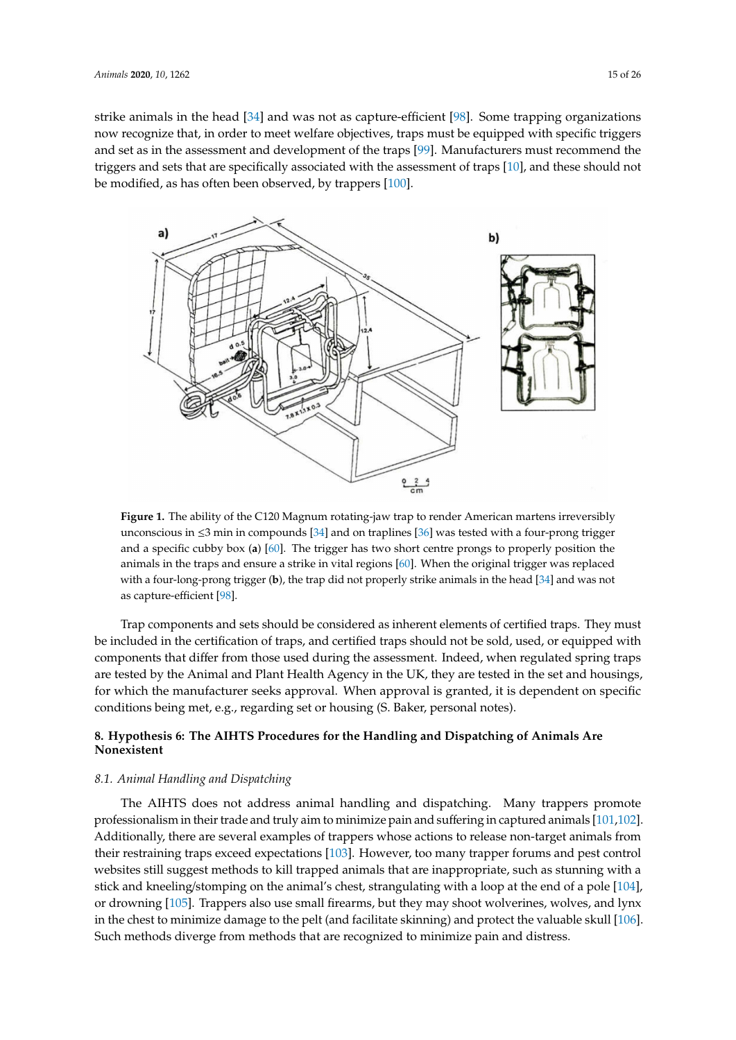strike animals in the head [34] and was not as capture-efficient [98]. Some trapping organizations now recognize that, in order to meet welfare objectives, traps must be equipped with specific triggers and set as in the assessment and development of the traps [99]. Manufacturers must recommend the triggers and sets that are specifically associated with the assessment of traps [10], and these should not be modified, as has often been observed, by trappers [100].

**Figure 1.** The ability of the C120 Magnum rotating-jaw trap to render American martens irreversibly unconscious in ≤3 min in compounds [34] and on traplines [36] was tested with a four-prong trigger and a specific cubby box (**a**) [60]. The trigger has two short centre prongs to properly position the animals in the traps and ensure a strike in vital regions [60]. When the original trigger was replaced with a four-long-prong trigger (**b**), the trap did not properly strike animals in the head [34] and was not as capture-efficient [98].

Trap components and sets should be considered as inherent elements of certified traps. They must be included in the certification of traps, and certified traps should not be sold, used, or equipped with components that differ from those used during the assessment. Indeed, when regulated spring traps are tested by the Animal and Plant Health Agency in the UK, they are tested in the set and housings, for which the manufacturer seeks approval. When approval is granted, it is dependent on specific conditions being met, e.g., regarding set or housing (S. Baker, personal notes).

## 8. Hypothesis 6: The AIHTS Procedures for the Handling and Dispatching of Animals Are Nonexistent

### *8.1. Animal Handling and Dispatching*

The AIHTS does not address animal handling and dispatching. Many trappers promote professionalism in their trade and truly aim to minimize pain and suffering in captured animals [101,102]. Additionally, there are several examples of trappers whose actions to release non-target animals from their restraining traps exceed expectations [103]. However, too many trapper forums and pest control websites still suggest methods to kill trapped animals that are inappropriate, such as stunning with a stick and kneeling/stomping on the animal's chest, strangulating with a loop at the end of a pole [104], or drowning [105]. Trappers also use small firearms, but they may shoot wolverines, wolves, and lynx in the chest to minimize damage to the pelt (and facilitate skinning) and protect the valuable skull [106]. Such methods diverge from methods that are recognized to minimize pain and distress.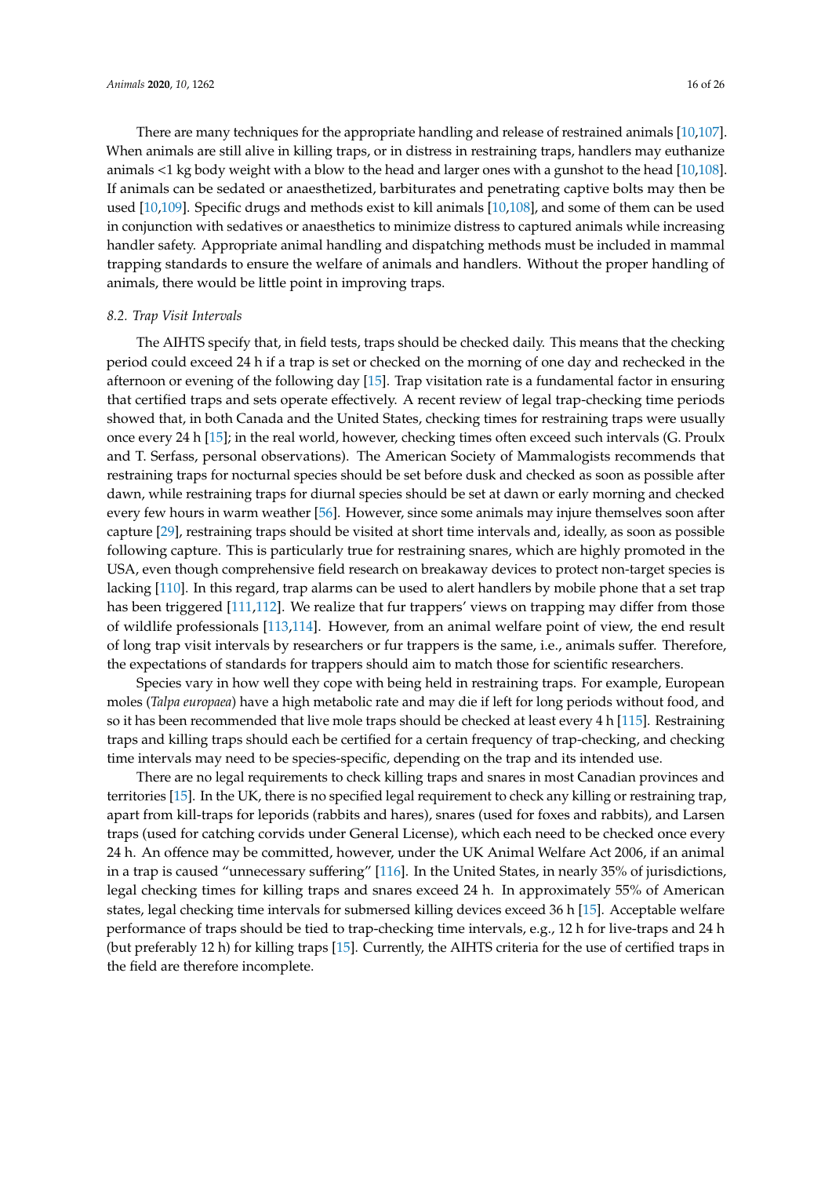There are many techniques for the appropriate handling and release of restrained animals [10,107]. When animals are still alive in killing traps, or in distress in restraining traps, handlers may euthanize animals <1 kg body weight with a blow to the head and larger ones with a gunshot to the head [10,108]. If animals can be sedated or anaesthetized, barbiturates and penetrating captive bolts may then be used [10,109]. Specific drugs and methods exist to kill animals [10,108], and some of them can be used in conjunction with sedatives or anaesthetics to minimize distress to captured animals while increasing handler safety. Appropriate animal handling and dispatching methods must be included in mammal trapping standards to ensure the welfare of animals and handlers. Without the proper handling of animals, there would be little point in improving traps.

*8.2. Trap Visit Intervals*

The AIHTS specify that, in field tests, traps should be checked daily. This means that the checking period could exceed 24 h if a trap is set or checked on the morning of one day and rechecked in the afternoon or evening of the following day [15]. Trap visitation rate is a fundamental factor in ensuring that certified traps and sets operate effectively. A recent review of legal trap-checking time periods showed that, in both Canada and the United States, checking times for restraining traps were usually once every 24 h [15]; in the real world, however, checking times often exceed such intervals (G. Proulx and T. Serfass, personal observations). The American Society of Mammalogists recommends that restraining traps for nocturnal species should be set before dusk and checked as soon as possible after dawn, while restraining traps for diurnal species should be set at dawn or early morning and checked every few hours in warm weather [56]. However, since some animals may injure themselves soon after capture [29], restraining traps should be visited at short time intervals and, ideally, as soon as possible following capture. This is particularly true for restraining snares, which are highly promoted in the USA, even though comprehensive field research on breakaway devices to protect non-target species is lacking [110]. In this regard, trap alarms can be used to alert handlers by mobile phone that a set trap has been triggered [111,112]. We realize that fur trappers' views on trapping may differ from those of wildlife professionals [113,114]. However, from an animal welfare point of view, the end result of long trap visit intervals by researchers or fur trappers is the same, i.e., animals suffer. Therefore, the expectations of standards for trappers should aim to match those for scientific researchers.

Species vary in how well they cope with being held in restraining traps. For example, European moles (*Talpa europaea*) have a high metabolic rate and may die if left for long periods without food, and so it has been recommended that live mole traps should be checked at least every 4 h [115]. Restraining traps and killing traps should each be certified for a certain frequency of trap-checking, and checking time intervals may need to be species-specific, depending on the trap and its intended use.

There are no legal requirements to check killing traps and snares in most Canadian provinces and territories [15]. In the UK, there is no specified legal requirement to check any killing or restraining trap, apart from kill-traps for leporids (rabbits and hares), snares (used for foxes and rabbits), and Larsen traps (used for catching corvids under General License), which each need to be checked once every 24 h. An offence may be committed, however, under the UK Animal Welfare Act 2006, if an animal in a trap is caused "unnecessary suffering" [116]. In the United States, in nearly 35% of jurisdictions, legal checking times for killing traps and snares exceed 24 h. In approximately 55% of American states, legal checking time intervals for submersed killing devices exceed 36 h [15]. Acceptable welfare performance of traps should be tied to trap-checking time intervals, e.g., 12 h for live-traps and 24 h (but preferably 12 h) for killing traps [15]. Currently, the AIHTS criteria for the use of certified traps in the field are therefore incomplete.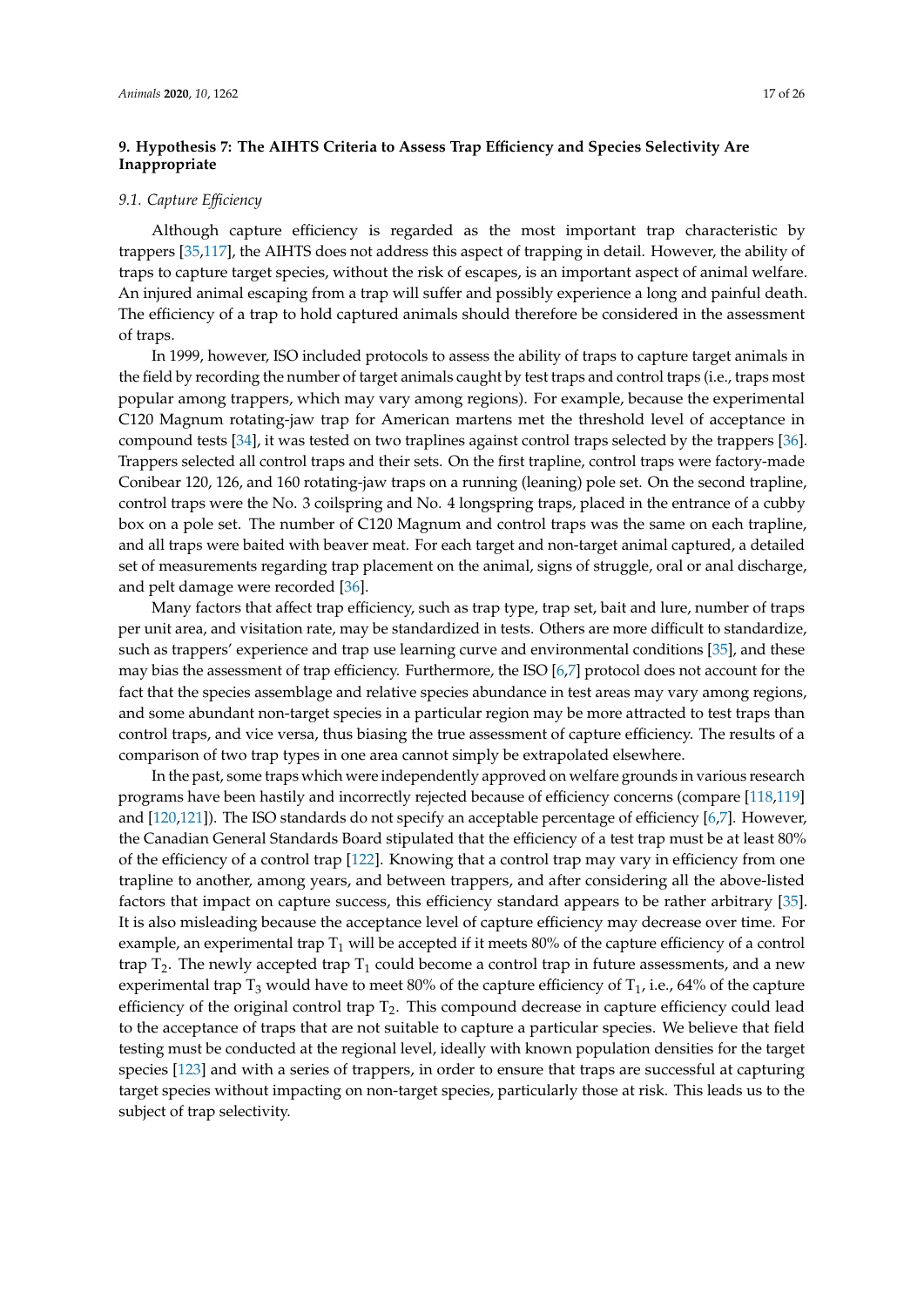## 9. Hypothesis 7: The AIHTS Criteria to Assess Trap Efficiency and Species Selectivity Are Inappropriate

### *9.1. Capture Efficiency*

Although capture efficiency is regarded as the most important trap characteristic by trappers [35,117], the AIHTS does not address this aspect of trapping in detail. However, the ability of traps to capture target species, without the risk of escapes, is an important aspect of animal welfare. An injured animal escaping from a trap will suffer and possibly experience a long and painful death. The efficiency of a trap to hold captured animals should therefore be considered in the assessment of traps.

In 1999, however, ISO included protocols to assess the ability of traps to capture target animals in the field by recording the number of target animals caught by test traps and control traps (i.e., traps most popular among trappers, which may vary among regions). For example, because the experimental C120 Magnum rotating-jaw trap for American martens met the threshold level of acceptance in compound tests [34], it was tested on two traplines against control traps selected by the trappers [36]. Trappers selected all control traps and their sets. On the first trapline, control traps were factory-made Conibear 120, 126, and 160 rotating-jaw traps on a running (leaning) pole set. On the second trapline, control traps were the No. 3 coilspring and No. 4 longspring traps, placed in the entrance of a cubby box on a pole set. The number of C120 Magnum and control traps was the same on each trapline, and all traps were baited with beaver meat. For each target and non-target animal captured, a detailed set of measurements regarding trap placement on the animal, signs of struggle, oral or anal discharge, and pelt damage were recorded [36].

Many factors that affect trap efficiency, such as trap type, trap set, bait and lure, number of traps per unit area, and visitation rate, may be standardized in tests. Others are more difficult to standardize, such as trappers' experience and trap use learning curve and environmental conditions [35], and these may bias the assessment of trap efficiency. Furthermore, the ISO [6,7] protocol does not account for the fact that the species assemblage and relative species abundance in test areas may vary among regions, and some abundant non-target species in a particular region may be more attracted to test traps than control traps, and vice versa, thus biasing the true assessment of capture efficiency. The results of a comparison of two trap types in one area cannot simply be extrapolated elsewhere.

In the past, some traps which were independently approved on welfare grounds in various research programs have been hastily and incorrectly rejected because of efficiency concerns (compare [118,119] and [120,121]). The ISO standards do not specify an acceptable percentage of efficiency [6,7]. However, the Canadian General Standards Board stipulated that the efficiency of a test trap must be at least 80% of the efficiency of a control trap [122]. Knowing that a control trap may vary in efficiency from one trapline to another, among years, and between trappers, and after considering all the above-listed factors that impact on capture success, this efficiency standard appears to be rather arbitrary [35]. It is also misleading because the acceptance level of capture efficiency may decrease over time. For example, an experimental trap $T_1$ will be accepted if it meets 80% of the capture efficiency of a control trap $T_2$. The newly accepted trap $T_1$ could become a control trap in future assessments, and a new experimental trap $T_3$ would have to meet 80% of the capture efficiency of $T_1$, i.e., 64% of the capture efficiency of the original control trap $T_2$. This compound decrease in capture efficiency could lead to the acceptance of traps that are not suitable to capture a particular species. We believe that field testing must be conducted at the regional level, ideally with known population densities for the target species [123] and with a series of trappers, in order to ensure that traps are successful at capturing target species without impacting on non-target species, particularly those at risk. This leads us to the subject of trap selectivity.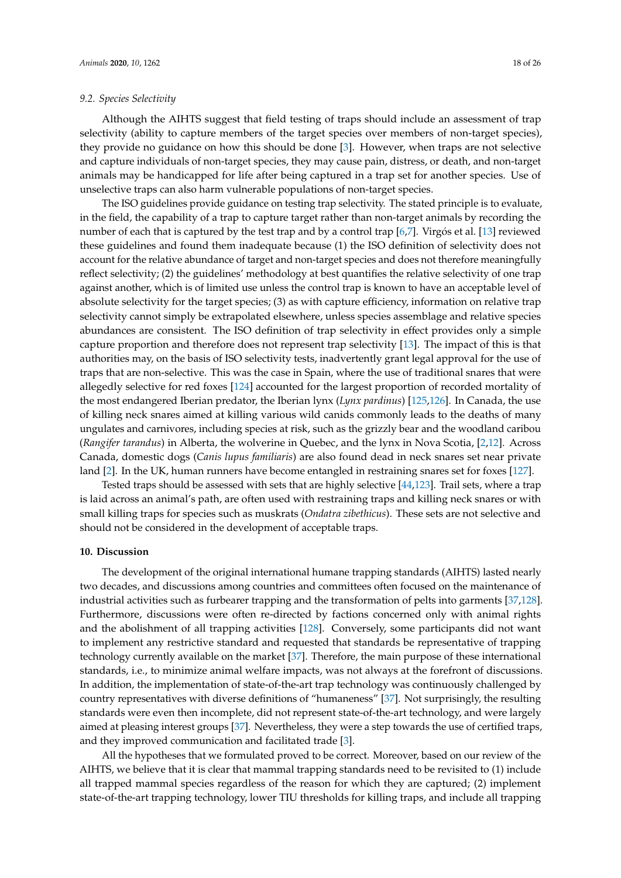### 9.2. Species Selectivity

Although the AIHTS suggest that field testing of traps should include an assessment of trap selectivity (ability to capture members of the target species over members of non-target species), they provide no guidance on how this should be done [3]. However, when traps are not selective and capture individuals of non-target species, they may cause pain, distress, or death, and non-target animals may be handicapped for life after being captured in a trap set for another species. Use of unselective traps can also harm vulnerable populations of non-target species.

The ISO guidelines provide guidance on testing trap selectivity. The stated principle is to evaluate, in the field, the capability of a trap to capture target rather than non-target animals by recording the number of each that is captured by the test trap and by a control trap [6,7]. Virgós et al. [13] reviewed these guidelines and found them inadequate because (1) the ISO definition of selectivity does not account for the relative abundance of target and non-target species and does not therefore meaningfully reflect selectivity; (2) the guidelines' methodology at best quantifies the relative selectivity of one trap against another, which is of limited use unless the control trap is known to have an acceptable level of absolute selectivity for the target species; (3) as with capture efficiency, information on relative trap selectivity cannot simply be extrapolated elsewhere, unless species assemblage and relative species abundances are consistent. The ISO definition of trap selectivity in effect provides only a simple capture proportion and therefore does not represent trap selectivity [13]. The impact of this is that authorities may, on the basis of ISO selectivity tests, inadvertently grant legal approval for the use of traps that are non-selective. This was the case in Spain, where the use of traditional snares that were allegedly selective for red foxes [124] accounted for the largest proportion of recorded mortality of the most endangered Iberian predator, the Iberian lynx (*Lynx pardinus*) [125,126]. In Canada, the use of killing neck snares aimed at killing various wild canids commonly leads to the deaths of many ungulates and carnivores, including species at risk, such as the grizzly bear and the woodland caribou (*Rangifer tarandus*) in Alberta, the wolverine in Quebec, and the lynx in Nova Scotia, [2,12]. Across Canada, domestic dogs (*Canis lupus familiaris*) are also found dead in neck snares set near private land [2]. In the UK, human runners have become entangled in restraining snares set for foxes [127].

Tested traps should be assessed with sets that are highly selective [44,123]. Trail sets, where a trap is laid across an animal's path, are often used with restraining traps and killing neck snares or with small killing traps for species such as muskrats (*Ondatra zibethicus*). These sets are not selective and should not be considered in the development of acceptable traps.

## 10. Discussion

The development of the original international humane trapping standards (AIHTS) lasted nearly two decades, and discussions among countries and committees often focused on the maintenance of industrial activities such as furbearer trapping and the transformation of pelts into garments [37,128]. Furthermore, discussions were often re-directed by factions concerned only with animal rights and the abolishment of all trapping activities [128]. Conversely, some participants did not want to implement any restrictive standard and requested that standards be representative of trapping technology currently available on the market [37]. Therefore, the main purpose of these international standards, i.e., to minimize animal welfare impacts, was not always at the forefront of discussions. In addition, the implementation of state-of-the-art trap technology was continuously challenged by country representatives with diverse definitions of "humaneness" [37]. Not surprisingly, the resulting standards were even then incomplete, did not represent state-of-the-art technology, and were largely aimed at pleasing interest groups [37]. Nevertheless, they were a step towards the use of certified traps, and they improved communication and facilitated trade [3].

All the hypotheses that we formulated proved to be correct. Moreover, based on our review of the AIHTS, we believe that it is clear that mammal trapping standards need to be revisited to (1) include all trapped mammal species regardless of the reason for which they are captured; (2) implement state-of-the-art trapping technology, lower TIU thresholds for killing traps, and include all trapping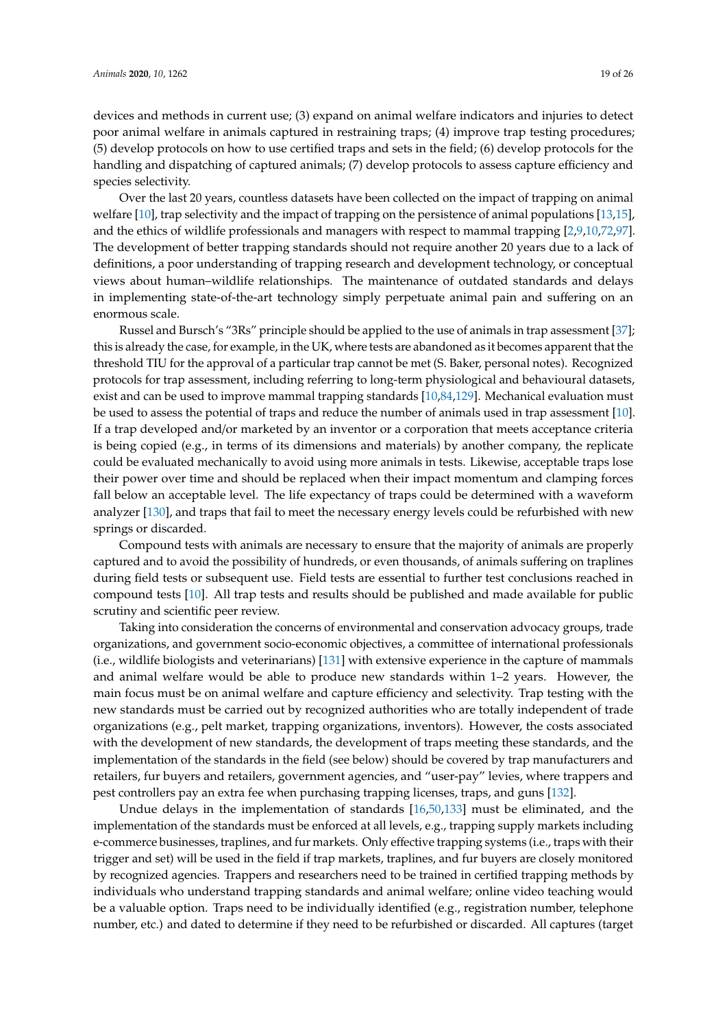devices and methods in current use; (3) expand on animal welfare indicators and injuries to detect poor animal welfare in animals captured in restraining traps; (4) improve trap testing procedures; (5) develop protocols on how to use certified traps and sets in the field; (6) develop protocols for the handling and dispatching of captured animals; (7) develop protocols to assess capture efficiency and species selectivity.

Over the last 20 years, countless datasets have been collected on the impact of trapping on animal welfare [10], trap selectivity and the impact of trapping on the persistence of animal populations [13,15], and the ethics of wildlife professionals and managers with respect to mammal trapping [2,9,10,72,97]. The development of better trapping standards should not require another 20 years due to a lack of definitions, a poor understanding of trapping research and development technology, or conceptual views about human–wildlife relationships. The maintenance of outdated standards and delays in implementing state-of-the-art technology simply perpetuate animal pain and suffering on an enormous scale.

Russel and Bursch's "3Rs" principle should be applied to the use of animals in trap assessment [37]; this is already the case, for example, in the UK, where tests are abandoned as it becomes apparent that the threshold TIU for the approval of a particular trap cannot be met (S. Baker, personal notes). Recognized protocols for trap assessment, including referring to long-term physiological and behavioural datasets, exist and can be used to improve mammal trapping standards [10,84,129]. Mechanical evaluation must be used to assess the potential of traps and reduce the number of animals used in trap assessment [10]. If a trap developed and/or marketed by an inventor or a corporation that meets acceptance criteria is being copied (e.g., in terms of its dimensions and materials) by another company, the replicate could be evaluated mechanically to avoid using more animals in tests. Likewise, acceptable traps lose their power over time and should be replaced when their impact momentum and clamping forces fall below an acceptable level. The life expectancy of traps could be determined with a waveform analyzer [130], and traps that fail to meet the necessary energy levels could be refurbished with new springs or discarded.

Compound tests with animals are necessary to ensure that the majority of animals are properly captured and to avoid the possibility of hundreds, or even thousands, of animals suffering on traplines during field tests or subsequent use. Field tests are essential to further test conclusions reached in compound tests [10]. All trap tests and results should be published and made available for public scrutiny and scientific peer review.

Taking into consideration the concerns of environmental and conservation advocacy groups, trade organizations, and government socio-economic objectives, a committee of international professionals (i.e., wildlife biologists and veterinarians) [131] with extensive experience in the capture of mammals and animal welfare would be able to produce new standards within 1–2 years. However, the main focus must be on animal welfare and capture efficiency and selectivity. Trap testing with the new standards must be carried out by recognized authorities who are totally independent of trade organizations (e.g., pelt market, trapping organizations, inventors). However, the costs associated with the development of new standards, the development of traps meeting these standards, and the implementation of the standards in the field (see below) should be covered by trap manufacturers and retailers, fur buyers and retailers, government agencies, and "user-pay" levies, where trappers and pest controllers pay an extra fee when purchasing trapping licenses, traps, and guns [132].

Undue delays in the implementation of standards [16,50,133] must be eliminated, and the implementation of the standards must be enforced at all levels, e.g., trapping supply markets including e-commerce businesses, traplines, and fur markets. Only effective trapping systems (i.e., traps with their trigger and set) will be used in the field if trap markets, traplines, and fur buyers are closely monitored by recognized agencies. Trappers and researchers need to be trained in certified trapping methods by individuals who understand trapping standards and animal welfare; online video teaching would be a valuable option. Traps need to be individually identified (e.g., registration number, telephone number, etc.) and dated to determine if they need to be refurbished or discarded. All captures (target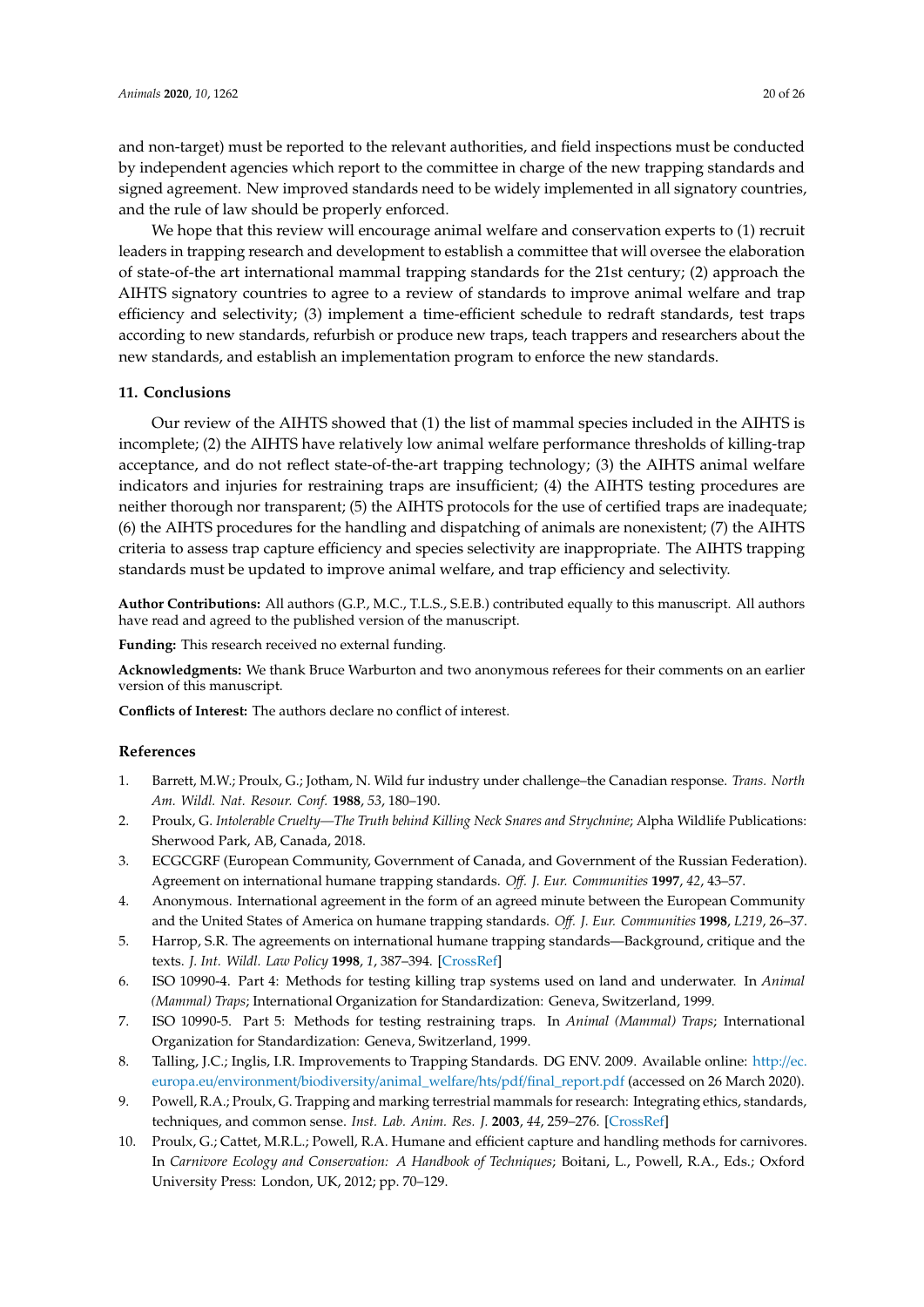and non-target) must be reported to the relevant authorities, and field inspections must be conducted by independent agencies which report to the committee in charge of the new trapping standards and signed agreement. New improved standards need to be widely implemented in all signatory countries, and the rule of law should be properly enforced.

We hope that this review will encourage animal welfare and conservation experts to (1) recruit leaders in trapping research and development to establish a committee that will oversee the elaboration of state-of-the art international mammal trapping standards for the 21st century; (2) approach the AIHTS signatory countries to agree to a review of standards to improve animal welfare and trap efficiency and selectivity; (3) implement a time-efficient schedule to redraft standards, test traps according to new standards, refurbish or produce new traps, teach trappers and researchers about the new standards, and establish an implementation program to enforce the new standards.

## 11. Conclusions

Our review of the AIHTS showed that (1) the list of mammal species included in the AIHTS is incomplete; (2) the AIHTS have relatively low animal welfare performance thresholds of killing-trap acceptance, and do not reflect state-of-the-art trapping technology; (3) the AIHTS animal welfare indicators and injuries for restraining traps are insufficient; (4) the AIHTS testing procedures are neither thorough nor transparent; (5) the AIHTS protocols for the use of certified traps are inadequate; (6) the AIHTS procedures for the handling and dispatching of animals are nonexistent; (7) the AIHTS criteria to assess trap capture efficiency and species selectivity are inappropriate. The AIHTS trapping standards must be updated to improve animal welfare, and trap efficiency and selectivity.

**Author Contributions:** All authors (G.P., M.C., T.L.S., S.E.B.) contributed equally to this manuscript. All authors have read and agreed to the published version of the manuscript.

**Funding:** This research received no external funding.

**Acknowledgments:** We thank Bruce Warburton and two anonymous referees for their comments on an earlier version of this manuscript.

**Conflicts of Interest:** The authors declare no conflict of interest.

## References

1. Barrett, M.W.; Proulx, G.; Jotham, N. Wild fur industry under challenge–the Canadian response. *Trans. North Am. Wildl. Nat. Resour. Conf.* **1988**, *53*, 180–190.
2. Proulx, G. *Intolerable Cruelty—The Truth behind Killing Neck Snares and Strychnine*; Alpha Wildlife Publications: Sherwood Park, AB, Canada, 2018.
3. ECGCGRF (European Community, Government of Canada, and Government of the Russian Federation). Agreement on international humane trapping standards. *Off. J. Eur. Communities* **1997**, *42*, 43–57.
4. Anonymous. International agreement in the form of an agreed minute between the European Community and the United States of America on humane trapping standards. *Off. J. Eur. Communities* **1998**, *L219*, 26–37.
5. Harrop, S.R. The agreements on international humane trapping standards—Background, critique and the texts. *J. Int. Wildl. Law Policy* **1998**, *1*, 387–394. [CrossRef]
6. ISO 10990-4. Part 4: Methods for testing killing trap systems used on land and underwater. In *Animal (Mammal) Traps*; International Organization for Standardization: Geneva, Switzerland, 1999.
7. ISO 10990-5. Part 5: Methods for testing restraining traps. In *Animal (Mammal) Traps*; International Organization for Standardization: Geneva, Switzerland, 1999.
8. Talling, J.C.; Inglis, I.R. Improvements to Trapping Standards. DG ENV. 2009. Available online: http://ec.europa.eu/environment/biodiversity/animal_welfare/hts/pdf/final_report.pdf (accessed on 26 March 2020).
9. Powell, R.A.; Proulx, G. Trapping and marking terrestrial mammals for research: Integrating ethics, standards, techniques, and common sense. *Inst. Lab. Anim. Res. J.* **2003**, *44*, 259–276. [CrossRef]
10. Proulx, G.; Cattet, M.R.L.; Powell, R.A. Humane and efficient capture and handling methods for carnivores. In *Carnivore Ecology and Conservation: A Handbook of Techniques*; Boitani, L., Powell, R.A., Eds.; Oxford University Press: London, UK, 2012; pp. 70–129.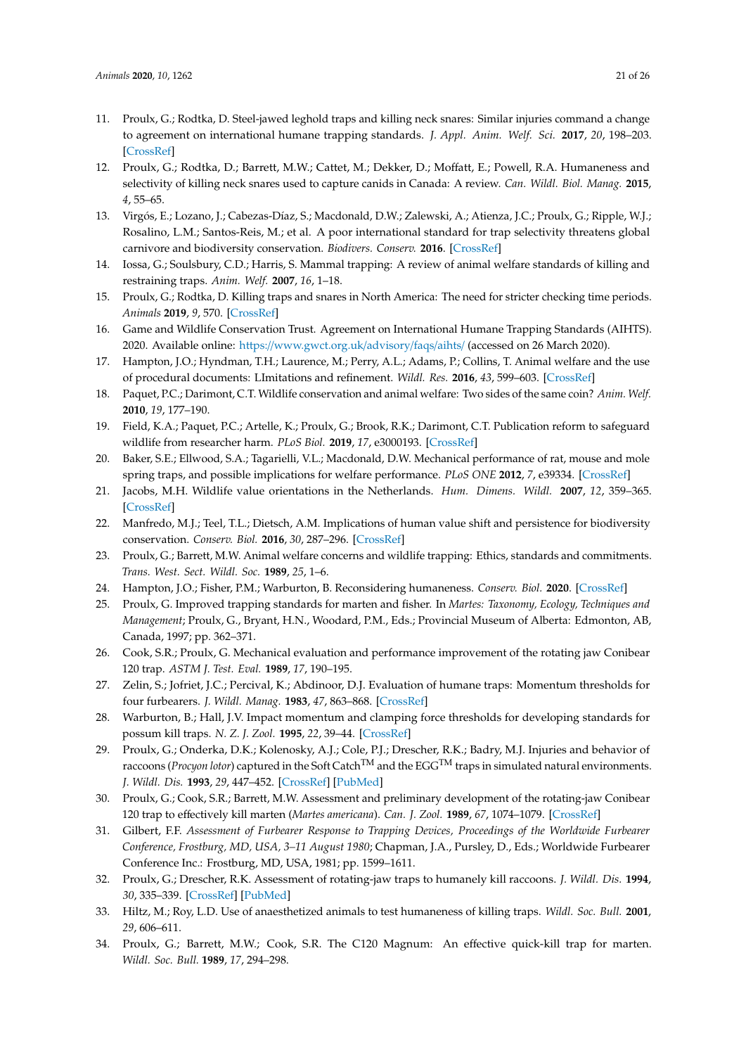11. Proulx, G.; Rodtka, D. Steel-jawed leghold traps and killing neck snares: Similar injuries command a change to agreement on international humane trapping standards. *J. Appl. Anim. Welf. Sci.* **2017**, *20*, 198–203. [CrossRef]
12. Proulx, G.; Rodtka, D.; Barrett, M.W.; Cattet, M.; Dekker, D.; Moffatt, E.; Powell, R.A. Humaneness and selectivity of killing neck snares used to capture canids in Canada: A review. *Can. Wildl. Biol. Manag.* **2015**, *4*, 55–65.
13. Virgós, E.; Lozano, J.; Cabezas-Díaz, S.; Macdonald, D.W.; Zalewski, A.; Atienza, J.C.; Proulx, G.; Ripple, W.J.; Rosalino, L.M.; Santos-Reis, M.; et al. A poor international standard for trap selectivity threatens global carnivore and biodiversity conservation. *Biodivers. Conserv.* **2016**. [CrossRef]
14. Iossa, G.; Soulsbury, C.D.; Harris, S. Mammal trapping: A review of animal welfare standards of killing and restraining traps. *Anim. Welf.* **2007**, *16*, 1–18.
15. Proulx, G.; Rodtka, D. Killing traps and snares in North America: The need for stricter checking time periods. *Animals* **2019**, *9*, 570. [CrossRef]
16. Game and Wildlife Conservation Trust. Agreement on International Humane Trapping Standards (AIHTS). 2020. Available online: https://www.gwct.org.uk/advisory/faqs/aihts/ (accessed on 26 March 2020).
17. Hampton, J.O.; Hyndman, T.H.; Laurence, M.; Perry, A.L.; Adams, P.; Collins, T. Animal welfare and the use of procedural documents: LImitations and refinement. *Wildl. Res.* **2016**, *43*, 599–603. [CrossRef]
18. Paquet, P.C.; Darimont, C.T. Wildlife conservation and animal welfare: Two sides of the same coin? *Anim. Welf.* **2010**, *19*, 177–190.
19. Field, K.A.; Paquet, P.C.; Artelle, K.; Proulx, G.; Brook, R.K.; Darimont, C.T. Publication reform to safeguard wildlife from researcher harm. *PLoS Biol.* **2019**, *17*, e3000193. [CrossRef]
20. Baker, S.E.; Ellwood, S.A.; Tagarielli, V.L.; Macdonald, D.W. Mechanical performance of rat, mouse and mole spring traps, and possible implications for welfare performance. *PLoS ONE* **2012**, *7*, e39334. [CrossRef]
21. Jacobs, M.H. Wildlife value orientations in the Netherlands. *Hum. Dimens. Wildl.* **2007**, *12*, 359–365. [CrossRef]
22. Manfredo, M.J.; Teel, T.L.; Dietsch, A.M. Implications of human value shift and persistence for biodiversity conservation. *Conserv. Biol.* **2016**, *30*, 287–296. [CrossRef]
23. Proulx, G.; Barrett, M.W. Animal welfare concerns and wildlife trapping: Ethics, standards and commitments. *Trans. West. Sect. Wildl. Soc.* **1989**, *25*, 1–6.
24. Hampton, J.O.; Fisher, P.M.; Warburton, B. Reconsidering humaneness. *Conserv. Biol.* **2020**. [CrossRef]
25. Proulx, G. Improved trapping standards for marten and fisher. In *Martes: Taxonomy, Ecology, Techniques and Management*; Proulx, G., Bryant, H.N., Woodard, P.M., Eds.; Provincial Museum of Alberta: Edmonton, AB, Canada, 1997; pp. 362–371.
26. Cook, S.R.; Proulx, G. Mechanical evaluation and performance improvement of the rotating jaw Conibear 120 trap. *ASTM J. Test. Eval.* **1989**, *17*, 190–195.
27. Zelin, S.; Jofriet, J.C.; Percival, K.; Abdinoor, D.J. Evaluation of humane traps: Momentum thresholds for four furbearers. *J. Wildl. Manag.* **1983**, *47*, 863–868. [CrossRef]
28. Warburton, B.; Hall, J.V. Impact momentum and clamping force thresholds for developing standards for possum kill traps. *N. Z. J. Zool.* **1995**, *22*, 39–44. [CrossRef]
29. Proulx, G.; Onderka, D.K.; Kolenosky, A.J.; Cole, P.J.; Drescher, R.K.; Badry, M.J. Injuries and behavior of raccoons (*Procyon lotor*) captured in the Soft Catch™ and the EGG™ traps in simulated natural environments. *J. Wildl. Dis.* **1993**, *29*, 447–452. [CrossRef] [PubMed]
30. Proulx, G.; Cook, S.R.; Barrett, M.W. Assessment and preliminary development of the rotating-jaw Conibear 120 trap to effectively kill marten (*Martes americana*). *Can. J. Zool.* **1989**, *67*, 1074–1079. [CrossRef]
31. Gilbert, F.F. *Assessment of Furbearer Response to Trapping Devices, Proceedings of the Worldwide Furbearer Conference, Frostburg, MD, USA, 3–11 August 1980*; Chapman, J.A., Pursley, D., Eds.; Worldwide Furbearer Conference Inc.: Frostburg, MD, USA, 1981; pp. 1599–1611.
32. Proulx, G.; Drescher, R.K. Assessment of rotating-jaw traps to humanely kill raccoons. *J. Wildl. Dis.* **1994**, *30*, 335–339. [CrossRef] [PubMed]
33. Hiltz, M.; Roy, L.D. Use of anaesthetized animals to test humaneness of killing traps. *Wildl. Soc. Bull.* **2001**, *29*, 606–611.
34. Proulx, G.; Barrett, M.W.; Cook, S.R. The C120 Magnum: An effective quick-kill trap for marten. *Wildl. Soc. Bull.* **1989**, *17*, 294–298.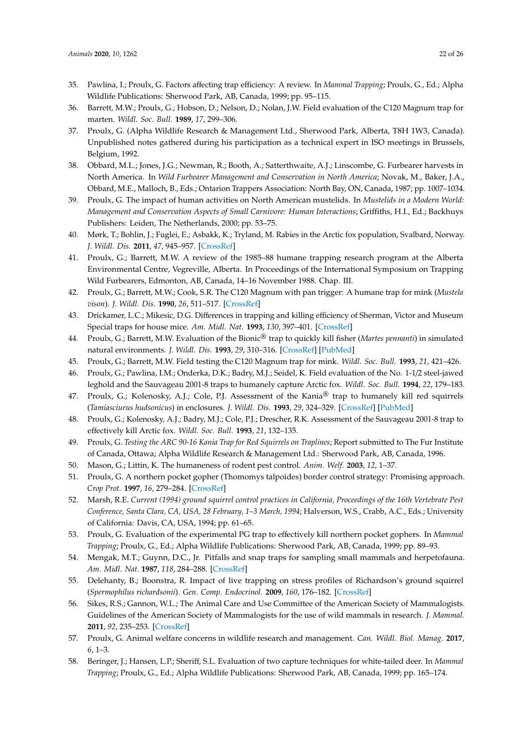35. Pawlina, I.; Proulx, G. Factors affecting trap efficiency: A review. In *Mammal Trapping*; Proulx, G., Ed.; Alpha Wildlife Publications: Sherwood Park, AB, Canada, 1999; pp. 95–115.
36. Barrett, M.W.; Proulx, G.; Hobson, D.; Nelson, D.; Nolan, J.W. Field evaluation of the C120 Magnum trap for marten. *Wildl. Soc. Bull.* **1989**, *17*, 299–306.
37. Proulx, G. (Alpha Wildlife Research & Management Ltd., Sherwood Park, Alberta, T8H 1W3, Canada). Unpublished notes gathered during his participation as a technical expert in ISO meetings in Brussels, Belgium, 1992.
38. Obbard, M.L.; Jones, J.G.; Newman, R.; Booth, A.; Satterthwaite, A.J.; Linscombe, G. Furbearer harvests in North America. In *Wild Furbearer Management and Conservation in North America*; Novak, M., Baker, J.A., Obbard, M.E., Malloch, B., Eds.; Ontarion Trappers Association: North Bay, ON, Canada, 1987; pp. 1007–1034.
39. Proulx, G. The impact of human activities on North American mustelids. In *Mustelids in a Modern World: Management and Conservation Aspects of Small Carnivore: Human Interactions*; Griffiths, H.I., Ed.; Backhuys Publishers: Leiden, The Netherlands, 2000; pp. 53–75.
40. Mørk, T.; Bohlin, J.; Fuglei, E.; Asbakk, K.; Tryland, M. Rabies in the Arctic fox population, Svalbard, Norway. *J. Wildl. Dis.* **2011**, *47*, 945–957. [CrossRef]
41. Proulx, G.; Barrett, M.W. A review of the 1985–88 humane trapping research program at the Alberta Environmental Centre, Vegreville, Alberta. In Proceedings of the International Symposium on Trapping Wild Furbearers, Edmonton, AB, Canada, 14–16 November 1988. Chap. III.
42. Proulx, G.; Barrett, M.W.; Cook, S.R. The C120 Magnum with pan trigger: A humane trap for mink (*Mustela vison*). *J. Wildl. Dis.* **1990**, *26*, 511–517. [CrossRef]
43. Drickamer, L.C.; Mikesic, D.G. Differences in trapping and killing efficiency of Sherman, Victor and Museum Special traps for house mice. *Am. Midl. Nat.* **1993**, *130*, 397–401. [CrossRef]
44. Proulx, G.; Barrett, M.W. Evaluation of the Bionic® trap to quickly kill fisher (*Martes pennanti*) in simulated natural environments. *J. Wildl. Dis.* **1993**, *29*, 310–316. [CrossRef] [PubMed]
45. Proulx, G.; Barrett, M.W. Field testing the C120 Magnum trap for mink. *Wildl. Soc. Bull.* **1993**, *21*, 421–426.
46. Proulx, G.; Pawlina, I.M.; Onderka, D.K.; Badry, M.J.; Seidel, K. Field evaluation of the No. 1-1/2 steel-jawed leghold and the Sauvageau 2001-8 traps to humanely capture Arctic fox. *Wildl. Soc. Bull.* **1994**, *22*, 179–183.
47. Proulx, G.; Kolenosky, A.J.; Cole, P.J. Assessment of the Kania® trap to humanely kill red squirrels (*Tamiasciurus hudsonicus*) in enclosures. *J. Wildl. Dis.* **1993**, *29*, 324–329. [CrossRef] [PubMed]
48. Proulx, G.; Kolenosky, A.J.; Badry, M.J.; Cole, P.J.; Drescher, R.K. Assessment of the Sauvageau 2001-8 trap to effectively kill Arctic fox. *Wildl. Soc. Bull.* **1993**, *21*, 132–135.
49. Proulx, G. *Testing the ARC 90-16 Kania Trap for Red Squirrels on Traplines*; Report submitted to The Fur Institute of Canada, Ottawa; Alpha Wildlife Research & Management Ltd.: Sherwood Park, AB, Canada, 1996.
50. Mason, G.; Littin, K. The humaneness of rodent pest control. *Anim. Welf.* **2003**, *12*, 1–37.
51. Proulx, G. A northern pocket gopher (Thomomys talpoides) border control strategy: Promising approach. *Crop Prot.* **1997**, *16*, 279–284. [CrossRef]
52. Marsh, R.E. *Current (1994) ground squirrel control practices in California, Proceedings of the 16th Vertebrate Pest Conference, Santa Clara, CA, USA, 28 February, 1–3 March, 1994*; Halverson, W.S., Crabb, A.C., Eds.; University of California: Davis, CA, USA, 1994; pp. 61–65.
53. Proulx, G. Evaluation of the experimental PG trap to effectively kill northern pocket gophers. In *Mammal Trapping*; Proulx, G., Ed.; Alpha Wildlife Publications: Sherwood Park, AB, Canada, 1999; pp. 89–93.
54. Mengak, M.T.; Guynn, D.C., Jr. Pitfalls and snap traps for sampling small mammals and herpetofauna. *Am. Midl. Nat.* **1987**, *118*, 284–288. [CrossRef]
55. Delehanty, B.; Boonstra, R. Impact of live trapping on stress profiles of Richardson's ground squirrel (*Spermophilus richardsonii*). *Gen. Comp. Endocrinol.* **2009**, *160*, 176–182. [CrossRef]
56. Sikes, R.S.; Gannon, W.L.; The Animal Care and Use Committee of the American Society of Mammalogists. Guidelines of the American Society of Mammalogists for the use of wild mammals in research. *J. Mammal.* **2011**, *92*, 235–253. [CrossRef]
57. Proulx, G. Animal welfare concerns in wildlife research and management. *Can. Wildl. Biol. Manag.* **2017**, *6*, 1–3.
58. Beringer, J.; Hansen, L.P.; Sheriff, S.L. Evaluation of two capture techniques for white-tailed deer. In *Mammal Trapping*; Proulx, G., Ed.; Alpha Wildlife Publications: Sherwood Park, AB, Canada, 1999; pp. 165–174.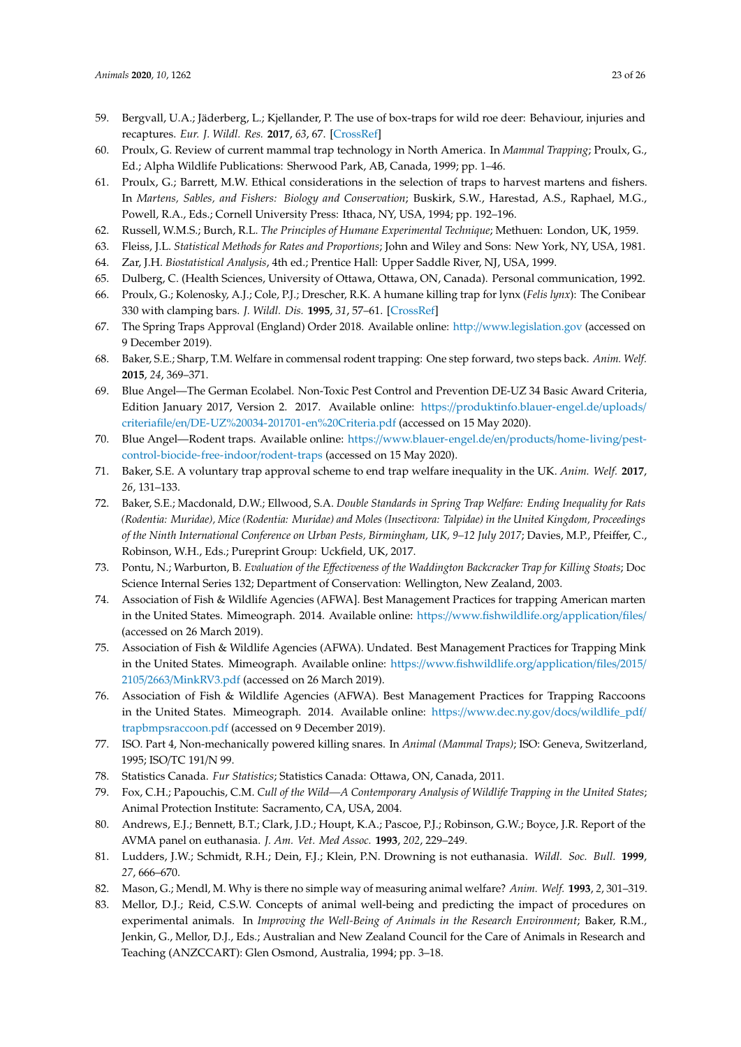59. Bergvall, U.A.; Jäderberg, L.; Kjellander, P. The use of box-traps for wild roe deer: Behaviour, injuries and recaptures. *Eur. J. Wildl. Res.* **2017**, *63*, 67. [CrossRef]
60. Proulx, G. Review of current mammal trap technology in North America. In *Mammal Trapping*; Proulx, G., Ed.; Alpha Wildlife Publications: Sherwood Park, AB, Canada, 1999; pp. 1–46.
61. Proulx, G.; Barrett, M.W. Ethical considerations in the selection of traps to harvest martens and fishers. In *Martens, Sables, and Fishers: Biology and Conservation*; Buskirk, S.W., Harestad, A.S., Raphael, M.G., Powell, R.A., Eds.; Cornell University Press: Ithaca, NY, USA, 1994; pp. 192–196.
62. Russell, W.M.S.; Burch, R.L. *The Principles of Humane Experimental Technique*; Methuen: London, UK, 1959.
63. Fleiss, J.L. *Statistical Methods for Rates and Proportions*; John and Wiley and Sons: New York, NY, USA, 1981.
64. Zar, J.H. *Biostatistical Analysis*, 4th ed.; Prentice Hall: Upper Saddle River, NJ, USA, 1999.
65. Dulberg, C. (Health Sciences, University of Ottawa, Ottawa, ON, Canada). Personal communication, 1992.
66. Proulx, G.; Kolenosky, A.J.; Cole, P.J.; Drescher, R.K. A humane killing trap for lynx (*Felis lynx*): The Conibear 330 with clamping bars. *J. Wildl. Dis.* **1995**, *31*, 57–61. [CrossRef]
67. The Spring Traps Approval (England) Order 2018. Available online: http://www.legislation.gov (accessed on 9 December 2019).
68. Baker, S.E.; Sharp, T.M. Welfare in commensal rodent trapping: One step forward, two steps back. *Anim. Welf.* **2015**, *24*, 369–371.
69. Blue Angel—The German Ecolabel. Non-Toxic Pest Control and Prevention DE-UZ 34 Basic Award Criteria, Edition January 2017, Version 2. 2017. Available online: https://produktinfo.blauer-engel.de/uploads/criteriafile/en/DE-UZ%20034-201701-en%20Criteria.pdf (accessed on 15 May 2020).
70. Blue Angel—Rodent traps. Available online: https://www.blauer-engel.de/en/products/home-living/pest-control-biocide-free-indoor/rodent-traps (accessed on 15 May 2020).
71. Baker, S.E. A voluntary trap approval scheme to end trap welfare inequality in the UK. *Anim. Welf.* **2017**, *26*, 131–133.
72. Baker, S.E.; Macdonald, D.W.; Ellwood, S.A. *Double Standards in Spring Trap Welfare: Ending Inequality for Rats (Rodentia: Muridae), Mice (Rodentia: Muridae) and Moles (Insectivora: Talpidae) in the United Kingdom, Proceedings of the Ninth International Conference on Urban Pests, Birmingham, UK, 9–12 July 2017*; Davies, M.P., Pfeiffer, C., Robinson, W.H., Eds.; Pureprint Group: Uckfield, UK, 2017.
73. Pontu, N.; Warburton, B. *Evaluation of the Effectiveness of the Waddington Backcracker Trap for Killing Stoats*; Doc Science Internal Series 132; Department of Conservation: Wellington, New Zealand, 2003.
74. Association of Fish & Wildlife Agencies (AFWA]. Best Management Practices for trapping American marten in the United States. Mimeograph. 2014. Available online: https://www.fishwildlife.org/application/files/ (accessed on 26 March 2019).
75. Association of Fish & Wildlife Agencies (AFWA). Undated. Best Management Practices for Trapping Mink in the United States. Mimeograph. Available online: https://www.fishwildlife.org/application/files/2015/2105/2663/MinkRV3.pdf (accessed on 26 March 2019).
76. Association of Fish & Wildlife Agencies (AFWA). Best Management Practices for Trapping Raccoons in the United States. Mimeograph. 2014. Available online: https://www.dec.ny.gov/docs/wildlife_pdf/trapbmpsraccoon.pdf (accessed on 9 December 2019).
77. ISO. Part 4, Non-mechanically powered killing snares. In *Animal (Mammal Traps)*; ISO: Geneva, Switzerland, 1995; ISO/TC 191/N 99.
78. Statistics Canada. *Fur Statistics*; Statistics Canada: Ottawa, ON, Canada, 2011.
79. Fox, C.H.; Papouchis, C.M. *Cull of the Wild—A Contemporary Analysis of Wildlife Trapping in the United States*; Animal Protection Institute: Sacramento, CA, USA, 2004.
80. Andrews, E.J.; Bennett, B.T.; Clark, J.D.; Houpt, K.A.; Pascoe, P.J.; Robinson, G.W.; Boyce, J.R. Report of the AVMA panel on euthanasia. *J. Am. Vet. Med Assoc.* **1993**, *202*, 229–249.
81. Ludders, J.W.; Schmidt, R.H.; Dein, F.J.; Klein, P.N. Drowning is not euthanasia. *Wildl. Soc. Bull.* **1999**, *27*, 666–670.
82. Mason, G.; Mendl, M. Why is there no simple way of measuring animal welfare? *Anim. Welf.* **1993**, *2*, 301–319.
83. Mellor, D.J.; Reid, C.S.W. Concepts of animal well-being and predicting the impact of procedures on experimental animals. In *Improving the Well-Being of Animals in the Research Environment*; Baker, R.M., Jenkin, G., Mellor, D.J., Eds.; Australian and New Zealand Council for the Care of Animals in Research and Teaching (ANZCCART): Glen Osmond, Australia, 1994; pp. 3–18.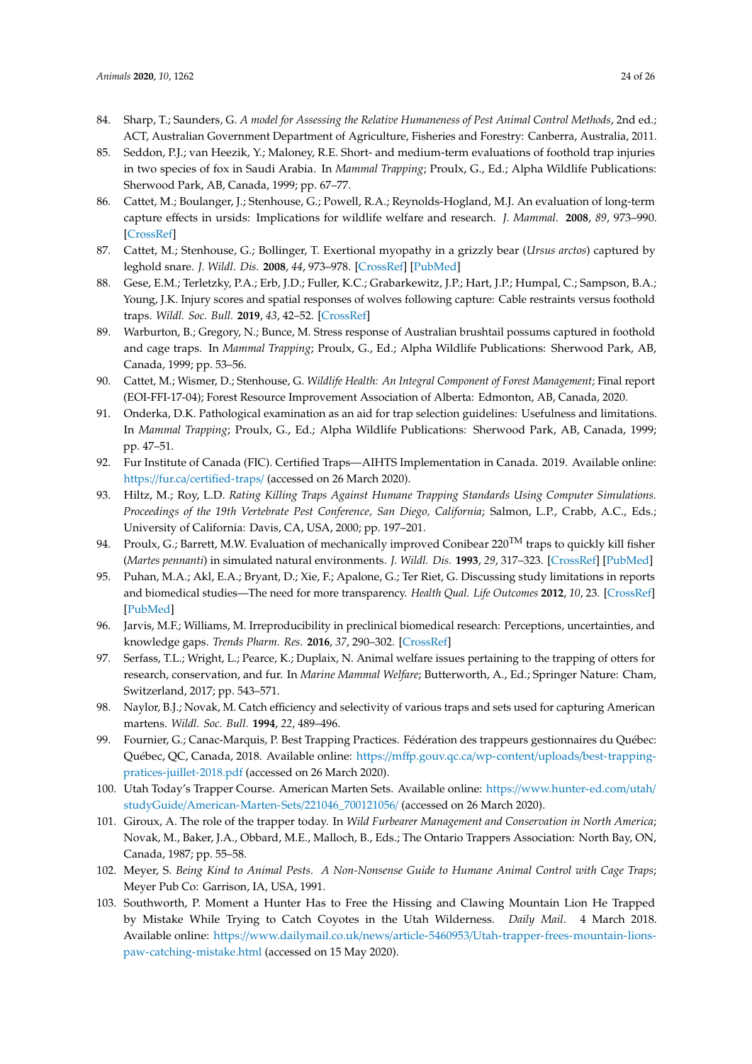84. Sharp, T.; Saunders, G. *A model for Assessing the Relative Humaneness of Pest Animal Control Methods*, 2nd ed.; ACT, Australian Government Department of Agriculture, Fisheries and Forestry: Canberra, Australia, 2011.
85. Seddon, P.J.; van Heezik, Y.; Maloney, R.E. Short- and medium-term evaluations of foothold trap injuries in two species of fox in Saudi Arabia. In *Mammal Trapping*; Proulx, G., Ed.; Alpha Wildlife Publications: Sherwood Park, AB, Canada, 1999; pp. 67–77.
86. Cattet, M.; Boulanger, J.; Stenhouse, G.; Powell, R.A.; Reynolds-Hogland, M.J. An evaluation of long-term capture effects in ursids: Implications for wildlife welfare and research. *J. Mammal.* **2008**, *89*, 973–990. [CrossRef]
87. Cattet, M.; Stenhouse, G.; Bollinger, T. Exertional myopathy in a grizzly bear (*Ursus arctos*) captured by leghold snare. *J. Wildl. Dis.* **2008**, *44*, 973–978. [CrossRef] [PubMed]
88. Gese, E.M.; Terletzky, P.A.; Erb, J.D.; Fuller, K.C.; Grabarkewitz, J.P.; Hart, J.P.; Humpal, C.; Sampson, B.A.; Young, J.K. Injury scores and spatial responses of wolves following capture: Cable restraints versus foothold traps. *Wildl. Soc. Bull.* **2019**, *43*, 42–52. [CrossRef]
89. Warburton, B.; Gregory, N.; Bunce, M. Stress response of Australian brushtail possums captured in foothold and cage traps. In *Mammal Trapping*; Proulx, G., Ed.; Alpha Wildlife Publications: Sherwood Park, AB, Canada, 1999; pp. 53–56.
90. Cattet, M.; Wismer, D.; Stenhouse, G. *Wildlife Health: An Integral Component of Forest Management*; Final report (EOI-FFI-17-04); Forest Resource Improvement Association of Alberta: Edmonton, AB, Canada, 2020.
91. Onderka, D.K. Pathological examination as an aid for trap selection guidelines: Usefulness and limitations. In *Mammal Trapping*; Proulx, G., Ed.; Alpha Wildlife Publications: Sherwood Park, AB, Canada, 1999; pp. 47–51.
92. Fur Institute of Canada (FIC). Certified Traps—AIHTS Implementation in Canada. 2019. Available online: https://fur.ca/certified-traps/ (accessed on 26 March 2020).
93. Hiltz, M.; Roy, L.D. *Rating Killing Traps Against Humane Trapping Standards Using Computer Simulations. Proceedings of the 19th Vertebrate Pest Conference, San Diego, California*; Salmon, L.P., Crabb, A.C., Eds.; University of California: Davis, CA, USA, 2000; pp. 197–201.
94. Proulx, G.; Barrett, M.W. Evaluation of mechanically improved Conibear 220™ traps to quickly kill fisher (*Martes pennanti*) in simulated natural environments. *J. Wildl. Dis.* **1993**, *29*, 317–323. [CrossRef] [PubMed]
95. Puhan, M.A.; Akl, E.A.; Bryant, D.; Xie, F.; Apalone, G.; Ter Riet, G. Discussing study limitations in reports and biomedical studies—The need for more transparency. *Health Qual. Life Outcomes* **2012**, *10*, 23. [CrossRef] [PubMed]
96. Jarvis, M.F.; Williams, M. Irreproducibility in preclinical biomedical research: Perceptions, uncertainties, and knowledge gaps. *Trends Pharm. Res.* **2016**, *37*, 290–302. [CrossRef]
97. Serfass, T.L.; Wright, L.; Pearce, K.; Duplaix, N. Animal welfare issues pertaining to the trapping of otters for research, conservation, and fur. In *Marine Mammal Welfare*; Butterworth, A., Ed.; Springer Nature: Cham, Switzerland, 2017; pp. 543–571.
98. Naylor, B.J.; Novak, M. Catch efficiency and selectivity of various traps and sets used for capturing American martens. *Wildl. Soc. Bull.* **1994**, *22*, 489–496.
99. Fournier, G.; Canac-Marquis, P. Best Trapping Practices. Fédération des trappeurs gestionnaires du Québec: Québec, QC, Canada, 2018. Available online: https://mffp.gouv.qc.ca/wp-content/uploads/best-trapping-pratices-juillet-2018.pdf (accessed on 26 March 2020).
100. Utah Today's Trapper Course. American Marten Sets. Available online: https://www.hunter-ed.com/utah/studyGuide/American-Marten-Sets/221046_700121056/ (accessed on 26 March 2020).
101. Giroux, A. The role of the trapper today. In *Wild Furbearer Management and Conservation in North America*; Novak, M., Baker, J.A., Obbard, M.E., Malloch, B., Eds.; The Ontario Trappers Association: North Bay, ON, Canada, 1987; pp. 55–58.
102. Meyer, S. *Being Kind to Animal Pests. A Non-Nonsense Guide to Humane Animal Control with Cage Traps*; Meyer Pub Co: Garrison, IA, USA, 1991.
103. Southworth, P. Moment a Hunter Has to Free the Hissing and Clawing Mountain Lion He Trapped by Mistake While Trying to Catch Coyotes in the Utah Wilderness. *Daily Mail*. 4 March 2018. Available online: https://www.dailymail.co.uk/news/article-5460953/Utah-trapper-frees-mountain-lions-paw-catching-mistake.html (accessed on 15 May 2020).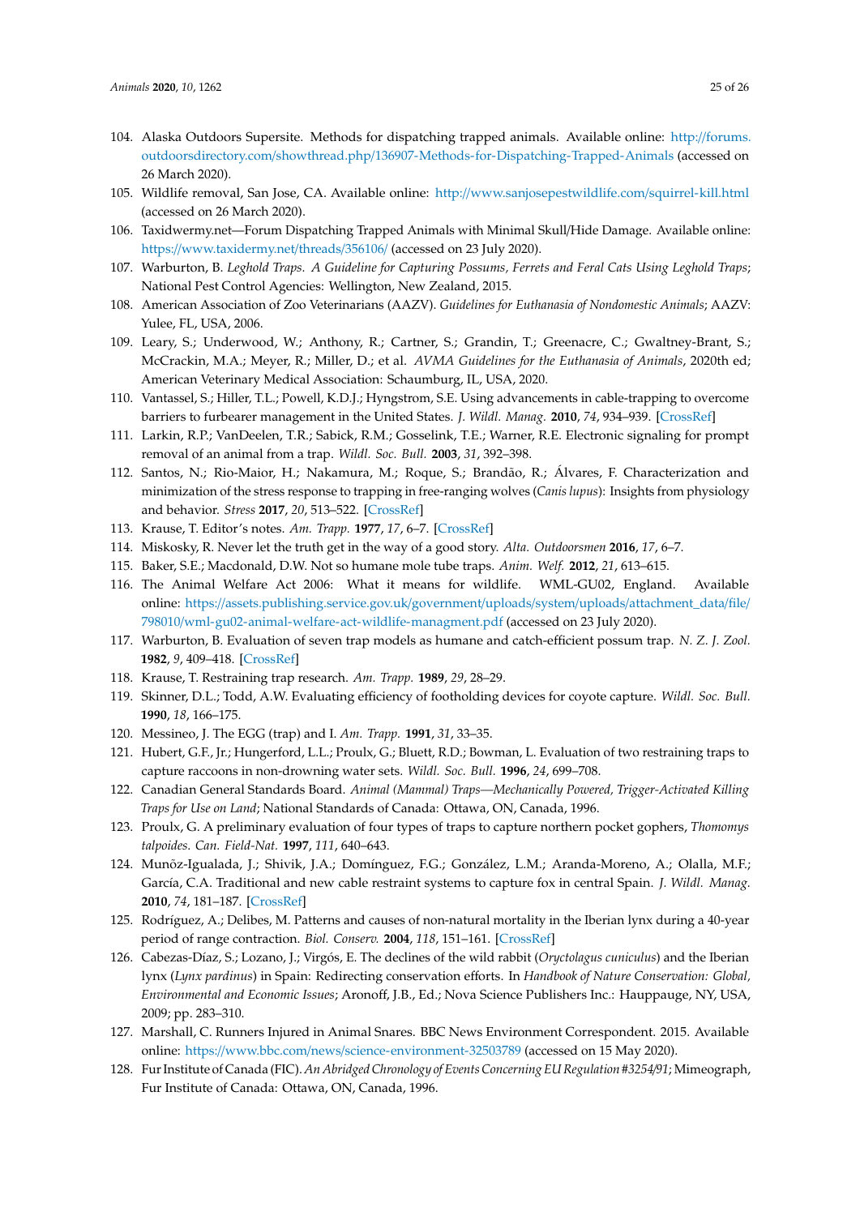104. Alaska Outdoors Supersite. Methods for dispatching trapped animals. Available online: http://forums.outdoorsdirectory.com/showthread.php/136907-Methods-for-Dispatching-Trapped-Animals (accessed on 26 March 2020).
105. Wildlife removal, San Jose, CA. Available online: http://www.sanjosepestwildlife.com/squirrel-kill.html (accessed on 26 March 2020).
106. Taxidwermy.net—Forum Dispatching Trapped Animals with Minimal Skull/Hide Damage. Available online: https://www.taxidermy.net/threads/356106/ (accessed on 23 July 2020).
107. Warburton, B. *Leghold Traps. A Guideline for Capturing Possums, Ferrets and Feral Cats Using Leghold Traps*; National Pest Control Agencies: Wellington, New Zealand, 2015.
108. American Association of Zoo Veterinarians (AAZV). *Guidelines for Euthanasia of Nondomestic Animals*; AAZV: Yulee, FL, USA, 2006.
109. Leary, S.; Underwood, W.; Anthony, R.; Cartner, S.; Grandin, T.; Greenacre, C.; Gwaltney-Brant, S.; McCrackin, M.A.; Meyer, R.; Miller, D.; et al. *AVMA Guidelines for the Euthanasia of Animals*, 2020th ed; American Veterinary Medical Association: Schaumburg, IL, USA, 2020.
110. Vantassel, S.; Hiller, T.L.; Powell, K.D.J.; Hyngstrom, S.E. Using advancements in cable-trapping to overcome barriers to furbearer management in the United States. *J. Wildl. Manag.* **2010**, *74*, 934–939. [CrossRef]
111. Larkin, R.P.; VanDeelen, T.R.; Sabick, R.M.; Gosselink, T.E.; Warner, R.E. Electronic signaling for prompt removal of an animal from a trap. *Wildl. Soc. Bull.* **2003**, *31*, 392–398.
112. Santos, N.; Rio-Maior, H.; Nakamura, M.; Roque, S.; Brandão, R.; Álvares, F. Characterization and minimization of the stress response to trapping in free-ranging wolves (*Canis lupus*): Insights from physiology and behavior. *Stress* **2017**, *20*, 513–522. [CrossRef]
113. Krause, T. Editor's notes. *Am. Trapp.* **1977**, *17*, 6–7. [CrossRef]
114. Miskosky, R. Never let the truth get in the way of a good story. *Alta. Outdoorsmen* **2016**, *17*, 6–7.
115. Baker, S.E.; Macdonald, D.W. Not so humane mole tube traps. *Anim. Welf.* **2012**, *21*, 613–615.
116. The Animal Welfare Act 2006: What it means for wildlife. WML-GU02, England. Available online: https://assets.publishing.service.gov.uk/government/uploads/system/uploads/attachment_data/file/798010/wml-gu02-animal-welfare-act-wildlife-managment.pdf (accessed on 23 July 2020).
117. Warburton, B. Evaluation of seven trap models as humane and catch-efficient possum trap. *N. Z. J. Zool.* **1982**, *9*, 409–418. [CrossRef]
118. Krause, T. Restraining trap research. *Am. Trapp.* **1989**, *29*, 28–29.
119. Skinner, D.L.; Todd, A.W. Evaluating efficiency of footholding devices for coyote capture. *Wildl. Soc. Bull.* **1990**, *18*, 166–175.
120. Messineo, J. The EGG (trap) and I. *Am. Trapp.* **1991**, *31*, 33–35.
121. Hubert, G.F., Jr.; Hungerford, L.L.; Proulx, G.; Bluett, R.D.; Bowman, L. Evaluation of two restraining traps to capture raccoons in non-drowning water sets. *Wildl. Soc. Bull.* **1996**, *24*, 699–708.
122. Canadian General Standards Board. *Animal (Mammal) Traps—Mechanically Powered, Trigger-Activated Killing Traps for Use on Land*; National Standards of Canada: Ottawa, ON, Canada, 1996.
123. Proulx, G. A preliminary evaluation of four types of traps to capture northern pocket gophers, *Thomomys talpoides*. *Can. Field-Nat.* **1997**, *111*, 640–643.
124. Munõz-Igualada, J.; Shivik, J.A.; Domínguez, F.G.; González, L.M.; Aranda-Moreno, A.; Olalla, M.F.; García, C.A. Traditional and new cable restraint systems to capture fox in central Spain. *J. Wildl. Manag.* **2010**, *74*, 181–187. [CrossRef]
125. Rodríguez, A.; Delibes, M. Patterns and causes of non-natural mortality in the Iberian lynx during a 40-year period of range contraction. *Biol. Conserv.* **2004**, *118*, 151–161. [CrossRef]
126. Cabezas-Díaz, S.; Lozano, J.; Virgós, E. The declines of the wild rabbit (*Oryctolagus cuniculus*) and the Iberian lynx (*Lynx pardinus*) in Spain: Redirecting conservation efforts. In *Handbook of Nature Conservation: Global, Environmental and Economic Issues*; Aronoff, J.B., Ed.; Nova Science Publishers Inc.: Hauppauge, NY, USA, 2009; pp. 283–310.
127. Marshall, C. Runners Injured in Animal Snares. BBC News Environment Correspondent. 2015. Available online: https://www.bbc.com/news/science-environment-32503789 (accessed on 15 May 2020).
128. Fur Institute of Canada (FIC). *An Abridged Chronology of Events Concerning EU Regulation #3254/91*; Mimeograph, Fur Institute of Canada: Ottawa, ON, Canada, 1996.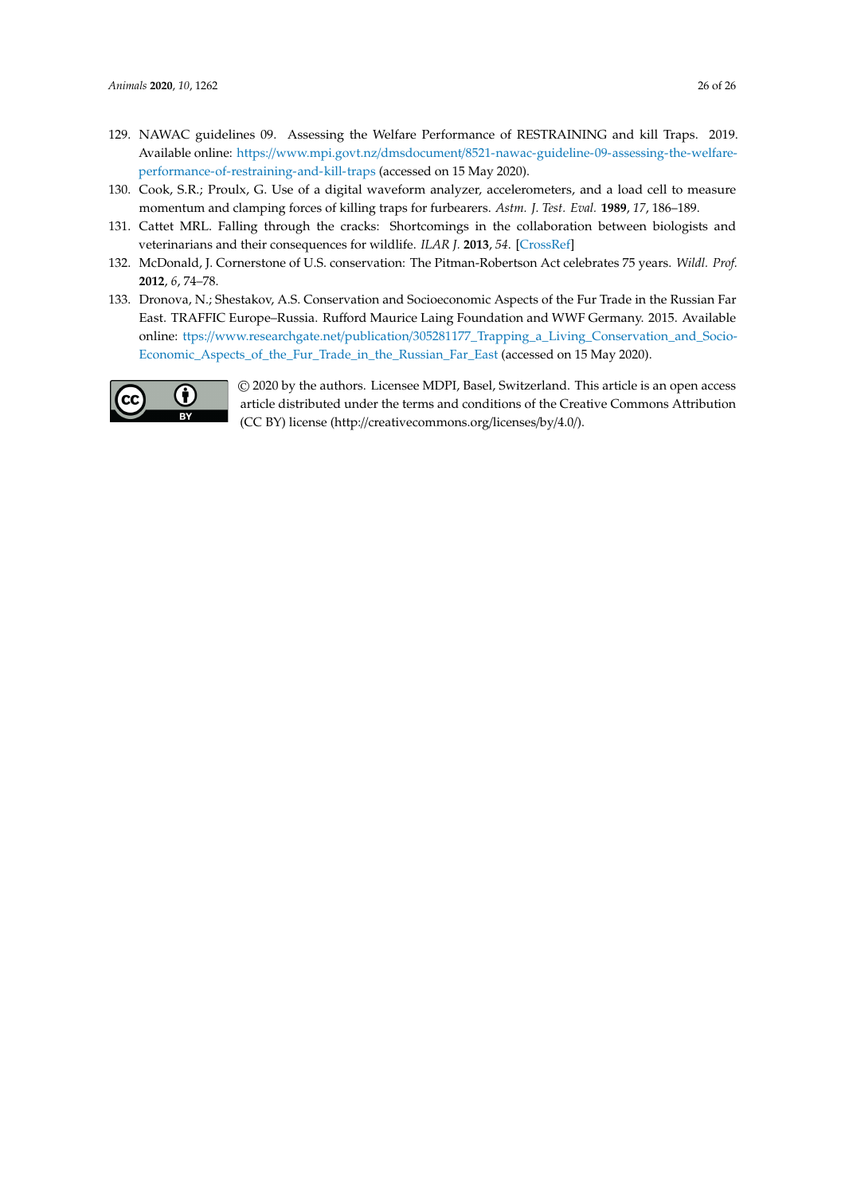129. NAWAC guidelines 09. Assessing the Welfare Performance of RESTRAINING and kill Traps. 2019. Available online: https://www.mpi.govt.nz/dmsdocument/8521-nawac-guideline-09-assessing-the-welfare-performance-of-restraining-and-kill-traps (accessed on 15 May 2020).
130. Cook, S.R.; Proulx, G. Use of a digital waveform analyzer, accelerometers, and a load cell to measure momentum and clamping forces of killing traps for furbearers. *Astm. J. Test. Eval.* **1989**, *17*, 186–189.
131. Cattet MRL. Falling through the cracks: Shortcomings in the collaboration between biologists and veterinarians and their consequences for wildlife. *ILAR J.* **2013**, *54*. [CrossRef]
132. McDonald, J. Cornerstone of U.S. conservation: The Pitman-Robertson Act celebrates 75 years. *Wildl. Prof.* **2012**, *6*, 74–78.
133. Dronova, N.; Shestakov, A.S. Conservation and Socioeconomic Aspects of the Fur Trade in the Russian Far East. TRAFFIC Europe–Russia. Rufford Maurice Laing Foundation and WWF Germany. 2015. Available online: ttps://www.researchgate.net/publication/305281177_Trapping_a_Living_Conservation_and_Socio-Economic_Aspects_of_the_Fur_Trade_in_the_Russian_Far_East (accessed on 15 May 2020).

© 2020 by the authors. Licensee MDPI, Basel, Switzerland. This article is an open access article distributed under the terms and conditions of the Creative Commons Attribution (CC BY) license (http://creativecommons.org/licenses/by/4.0/).